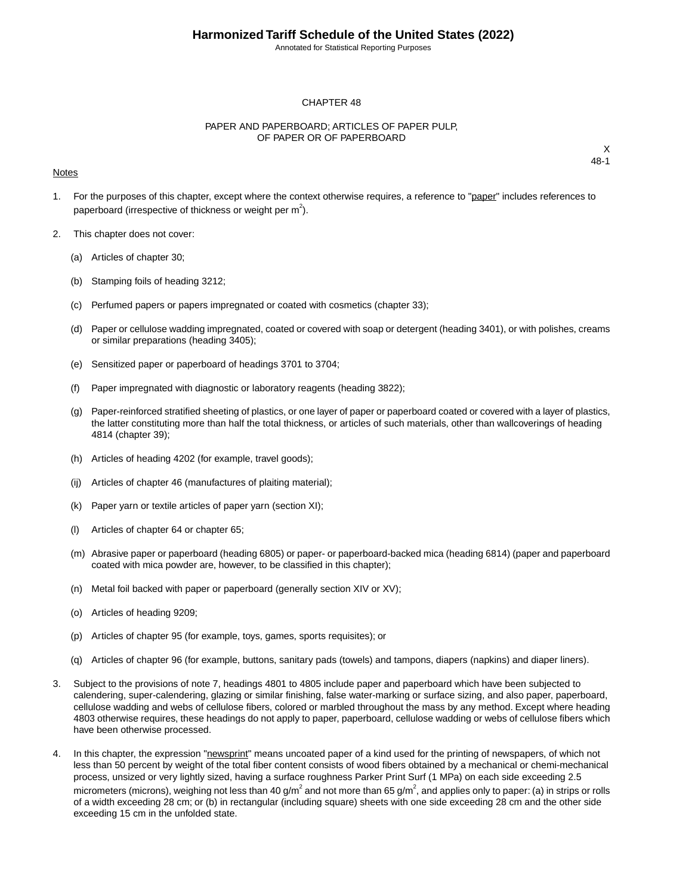# CHAPTER 48

## PAPER AND PAPERBOARD; ARTICLES OF PAPER PULP, OF PAPER OR OF PAPERBOARD

X
48-1

Notes

1. For the purposes of this chapter, except where the context otherwise requires, a reference to "paper" includes references to paperboard (irrespective of thickness or weight per $m^2$).

2. This chapter does not cover:

   (a) Articles of chapter 30;

   (b) Stamping foils of heading 3212;

   (c) Perfumed papers or papers impregnated or coated with cosmetics (chapter 33);

   (d) Paper or cellulose wadding impregnated, coated or covered with soap or detergent (heading 3401), or with polishes, creams or similar preparations (heading 3405);

   (e) Sensitized paper or paperboard of headings 3701 to 3704;

   (f) Paper impregnated with diagnostic or laboratory reagents (heading 3822);

   (g) Paper-reinforced stratified sheeting of plastics, or one layer of paper or paperboard coated or covered with a layer of plastics, the latter constituting more than half the total thickness, or articles of such materials, other than wallcoverings of heading 4814 (chapter 39);

   (h) Articles of heading 4202 (for example, travel goods);

   (ij) Articles of chapter 46 (manufactures of plaiting material);

   (k) Paper yarn or textile articles of paper yarn (section XI);

   (l) Articles of chapter 64 or chapter 65;

   (m) Abrasive paper or paperboard (heading 6805) or paper- or paperboard-backed mica (heading 6814) (paper and paperboard coated with mica powder are, however, to be classified in this chapter);

   (n) Metal foil backed with paper or paperboard (generally section XIV or XV);

   (o) Articles of heading 9209;

   (p) Articles of chapter 95 (for example, toys, games, sports requisites); or

   (q) Articles of chapter 96 (for example, buttons, sanitary pads (towels) and tampons, diapers (napkins) and diaper liners).

3. Subject to the provisions of note 7, headings 4801 to 4805 include paper and paperboard which have been subjected to calendering, super-calendering, glazing or similar finishing, false water-marking or surface sizing, and also paper, paperboard, cellulose wadding and webs of cellulose fibers, colored or marbled throughout the mass by any method. Except where heading 4803 otherwise requires, these headings do not apply to paper, paperboard, cellulose wadding or webs of cellulose fibers which have been otherwise processed.

4. In this chapter, the expression "newsprint" means uncoated paper of a kind used for the printing of newspapers, of which not less than 50 percent by weight of the total fiber content consists of wood fibers obtained by a mechanical or chemi-mechanical process, unsized or very lightly sized, having a surface roughness Parker Print Surf (1 MPa) on each side exceeding 2.5 micrometers (microns), weighing not less than 40 $g/m^2$ and not more than 65 $g/m^2$, and applies only to paper: (a) in strips or rolls of a width exceeding 28 cm; or (b) in rectangular (including square) sheets with one side exceeding 28 cm and the other side exceeding 15 cm in the unfolded state.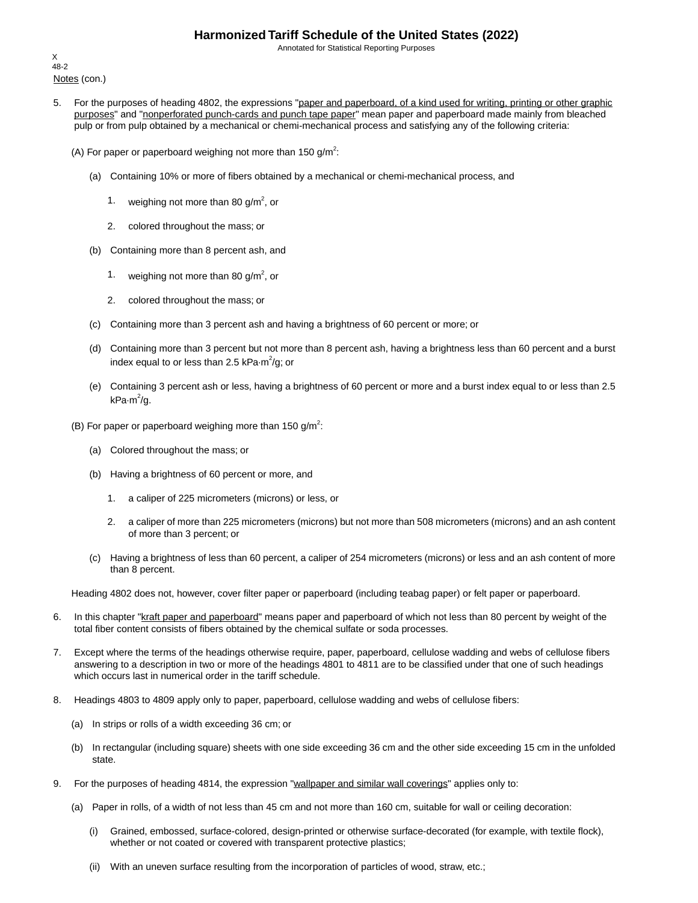Notes (con.)

5. For the purposes of heading 4802, the expressions "paper and paperboard, of a kind used for writing, printing or other graphic purposes" and "nonperforated punch-cards and punch tape paper" mean paper and paperboard made mainly from bleached pulp or from pulp obtained by a mechanical or chemi-mechanical process and satisfying any of the following criteria:

   (A) For paper or paperboard weighing not more than 150 g/$m^2$:

   (a) Containing 10% or more of fibers obtained by a mechanical or chemi-mechanical process, and

   1. weighing not more than 80 g/$m^2$, or
   2. colored throughout the mass; or

   (b) Containing more than 8 percent ash, and

   1. weighing not more than 80 g/$m^2$, or
   2. colored throughout the mass; or

   (c) Containing more than 3 percent ash and having a brightness of 60 percent or more; or

   (d) Containing more than 3 percent but not more than 8 percent ash, having a brightness less than 60 percent and a burst index equal to or less than 2.5 kPa·$m^2$/g; or

   (e) Containing 3 percent ash or less, having a brightness of 60 percent or more and a burst index equal to or less than 2.5 kPa·$m^2$/g.

   (B) For paper or paperboard weighing more than 150 g/$m^2$:

   (a) Colored throughout the mass; or

   (b) Having a brightness of 60 percent or more, and

   1. a caliper of 225 micrometers (microns) or less, or
   2. a caliper of more than 225 micrometers (microns) but not more than 508 micrometers (microns) and an ash content of more than 3 percent; or

   (c) Having a brightness of less than 60 percent, a caliper of 254 micrometers (microns) or less and an ash content of more than 8 percent.

   Heading 4802 does not, however, cover filter paper or paperboard (including teabag paper) or felt paper or paperboard.

6. In this chapter "kraft paper and paperboard" means paper and paperboard of which not less than 80 percent by weight of the total fiber content consists of fibers obtained by the chemical sulfate or soda processes.

7. Except where the terms of the headings otherwise require, paper, paperboard, cellulose wadding and webs of cellulose fibers answering to a description in two or more of the headings 4801 to 4811 are to be classified under that one of such headings which occurs last in numerical order in the tariff schedule.

8. Headings 4803 to 4809 apply only to paper, paperboard, cellulose wadding and webs of cellulose fibers:

   (a) In strips or rolls of a width exceeding 36 cm; or

   (b) In rectangular (including square) sheets with one side exceeding 36 cm and the other side exceeding 15 cm in the unfolded state.

9. For the purposes of heading 4814, the expression "wallpaper and similar wall coverings" applies only to:

   (a) Paper in rolls, of a width of not less than 45 cm and not more than 160 cm, suitable for wall or ceiling decoration:

   (i) Grained, embossed, surface-colored, design-printed or otherwise surface-decorated (for example, with textile flock), whether or not coated or covered with transparent protective plastics;

   (ii) With an uneven surface resulting from the incorporation of particles of wood, straw, etc.;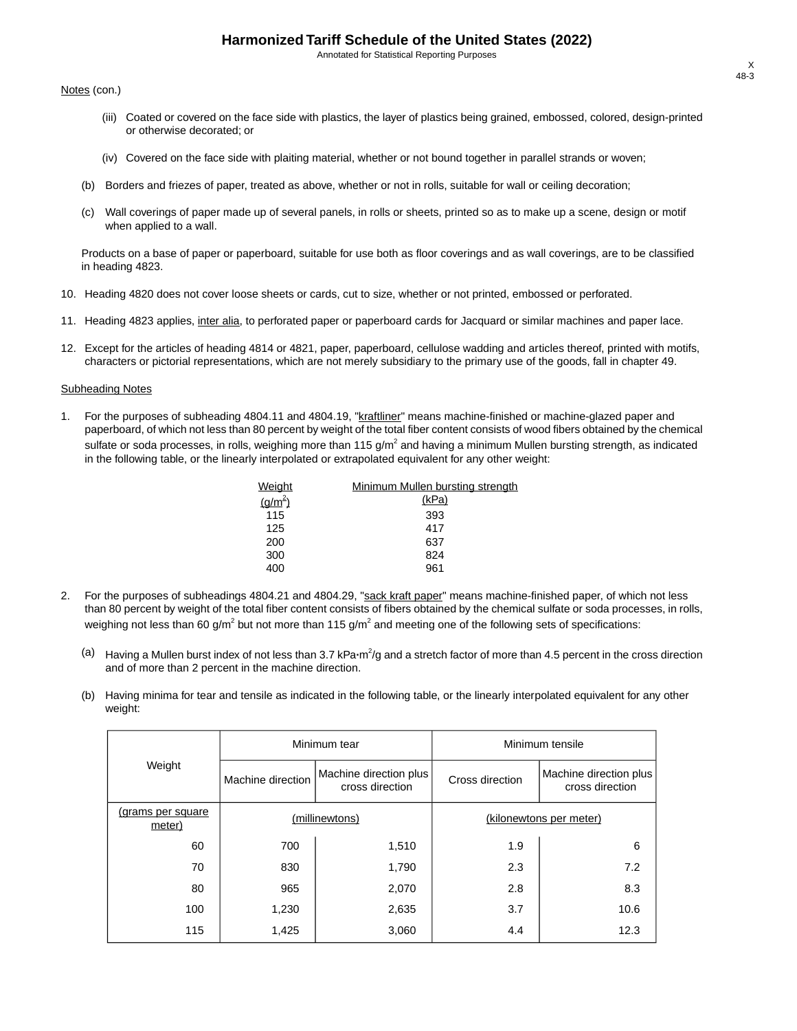Notes (con.)

(iii) Coated or covered on the face side with plastics, the layer of plastics being grained, embossed, colored, design-printed or otherwise decorated; or

(iv) Covered on the face side with plaiting material, whether or not bound together in parallel strands or woven;

(b) Borders and friezes of paper, treated as above, whether or not in rolls, suitable for wall or ceiling decoration;

(c) Wall coverings of paper made up of several panels, in rolls or sheets, printed so as to make up a scene, design or motif when applied to a wall.

Products on a base of paper or paperboard, suitable for use both as floor coverings and as wall coverings, are to be classified in heading 4823.

10. Heading 4820 does not cover loose sheets or cards, cut to size, whether or not printed, embossed or perforated.

11. Heading 4823 applies, inter alia, to perforated paper or paperboard cards for Jacquard or similar machines and paper lace.

12. Except for the articles of heading 4814 or 4821, paper, paperboard, cellulose wadding and articles thereof, printed with motifs, characters or pictorial representations, which are not merely subsidiary to the primary use of the goods, fall in chapter 49.

Subheading Notes

1. For the purposes of subheading 4804.11 and 4804.19, "kraftliner" means machine-finished or machine-glazed paper and paperboard, of which not less than 80 percent by weight of the total fiber content consists of wood fibers obtained by the chemical sulfate or soda processes, in rolls, weighing more than 115 g/m$^2$ and having a minimum Mullen bursting strength, as indicated in the following table, or the linearly interpolated or extrapolated equivalent for any other weight:

| Weight (g/m$^2$) | Minimum Mullen bursting strength (kPa) |
|---|---|
| 115 | 393 |
| 125 | 417 |
| 200 | 637 |
| 300 | 824 |
| 400 | 961 |

2. For the purposes of subheadings 4804.21 and 4804.29, "sack kraft paper" means machine-finished paper, of which not less than 80 percent by weight of the total fiber content consists of fibers obtained by the chemical sulfate or soda processes, in rolls, weighing not less than 60 g/m$^2$ but not more than 115 g/m$^2$ and meeting one of the following sets of specifications:

(a) Having a Mullen burst index of not less than 3.7 kPa·m$^2$/g and a stretch factor of more than 4.5 percent in the cross direction and of more than 2 percent in the machine direction.

(b) Having minima for tear and tensile as indicated in the following table, or the linearly interpolated equivalent for any other weight:

| Weight | Minimum tear | | Minimum tensile | |
|---|---|---|---|---|
| | Machine direction | Machine direction plus cross direction | Cross direction | Machine direction plus cross direction |
| (grams per square meter) | (millinewtons) | | (kilonewtons per meter) | |
| 60 | 700 | 1,510 | 1.9 | 6 |
| 70 | 830 | 1,790 | 2.3 | 7.2 |
| 80 | 965 | 2,070 | 2.8 | 8.3 |
| 100 | 1,230 | 2,635 | 3.7 | 10.6 |
| 115 | 1,425 | 3,060 | 4.4 | 12.3 |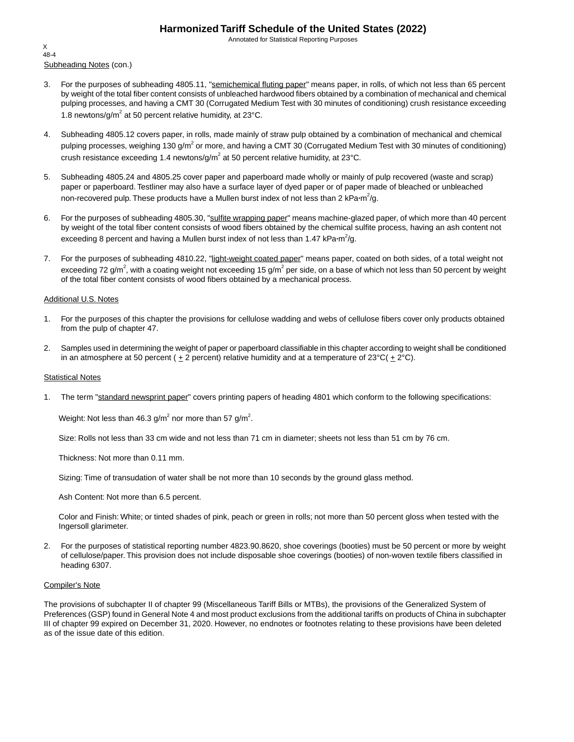Subheading Notes (con.)

3. For the purposes of subheading 4805.11, "semichemical fluting paper" means paper, in rolls, of which not less than 65 percent by weight of the total fiber content consists of unbleached hardwood fibers obtained by a combination of mechanical and chemical pulping processes, and having a CMT 30 (Corrugated Medium Test with 30 minutes of conditioning) crush resistance exceeding 1.8 newtons/g/$m^2$ at 50 percent relative humidity, at 23°C.

4. Subheading 4805.12 covers paper, in rolls, made mainly of straw pulp obtained by a combination of mechanical and chemical pulping processes, weighing 130 g/$m^2$ or more, and having a CMT 30 (Corrugated Medium Test with 30 minutes of conditioning) crush resistance exceeding 1.4 newtons/g/$m^2$ at 50 percent relative humidity, at 23°C.

5. Subheading 4805.24 and 4805.25 cover paper and paperboard made wholly or mainly of pulp recovered (waste and scrap) paper or paperboard. Testliner may also have a surface layer of dyed paper or of paper made of bleached or unbleached non-recovered pulp. These products have a Mullen burst index of not less than 2 kPa·$m^2$/g.

6. For the purposes of subheading 4805.30, "sulfite wrapping paper" means machine-glazed paper, of which more than 40 percent by weight of the total fiber content consists of wood fibers obtained by the chemical sulfite process, having an ash content not exceeding 8 percent and having a Mullen burst index of not less than 1.47 kPa·$m^2$/g.

7. For the purposes of subheading 4810.22, "light-weight coated paper" means paper, coated on both sides, of a total weight not exceeding 72 g/$m^2$, with a coating weight not exceeding 15 g/$m^2$ per side, on a base of which not less than 50 percent by weight of the total fiber content consists of wood fibers obtained by a mechanical process.

Additional U.S. Notes

1. For the purposes of this chapter the provisions for cellulose wadding and webs of cellulose fibers cover only products obtained from the pulp of chapter 47.

2. Samples used in determining the weight of paper or paperboard classifiable in this chapter according to weight shall be conditioned in an atmosphere at 50 percent ($\pm$ 2 percent) relative humidity and at a temperature of 23°C($\pm$ 2°C).

Statistical Notes

1. The term "standard newsprint paper" covers printing papers of heading 4801 which conform to the following specifications:

   Weight: Not less than 46.3 g/$m^2$ nor more than 57 g/$m^2$.

   Size: Rolls not less than 33 cm wide and not less than 71 cm in diameter; sheets not less than 51 cm by 76 cm.

   Thickness: Not more than 0.11 mm.

   Sizing: Time of transudation of water shall be not more than 10 seconds by the ground glass method.

   Ash Content: Not more than 6.5 percent.

   Color and Finish: White; or tinted shades of pink, peach or green in rolls; not more than 50 percent gloss when tested with the Ingersoll glarimeter.

2. For the purposes of statistical reporting number 4823.90.8620, shoe coverings (booties) must be 50 percent or more by weight of cellulose/paper. This provision does not include disposable shoe coverings (booties) of non-woven textile fibers classified in heading 6307.

Compiler's Note

The provisions of subchapter II of chapter 99 (Miscellaneous Tariff Bills or MTBs), the provisions of the Generalized System of Preferences (GSP) found in General Note 4 and most product exclusions from the additional tariffs on products of China in subchapter III of chapter 99 expired on December 31, 2020. However, no endnotes or footnotes relating to these provisions have been deleted as of the issue date of this edition.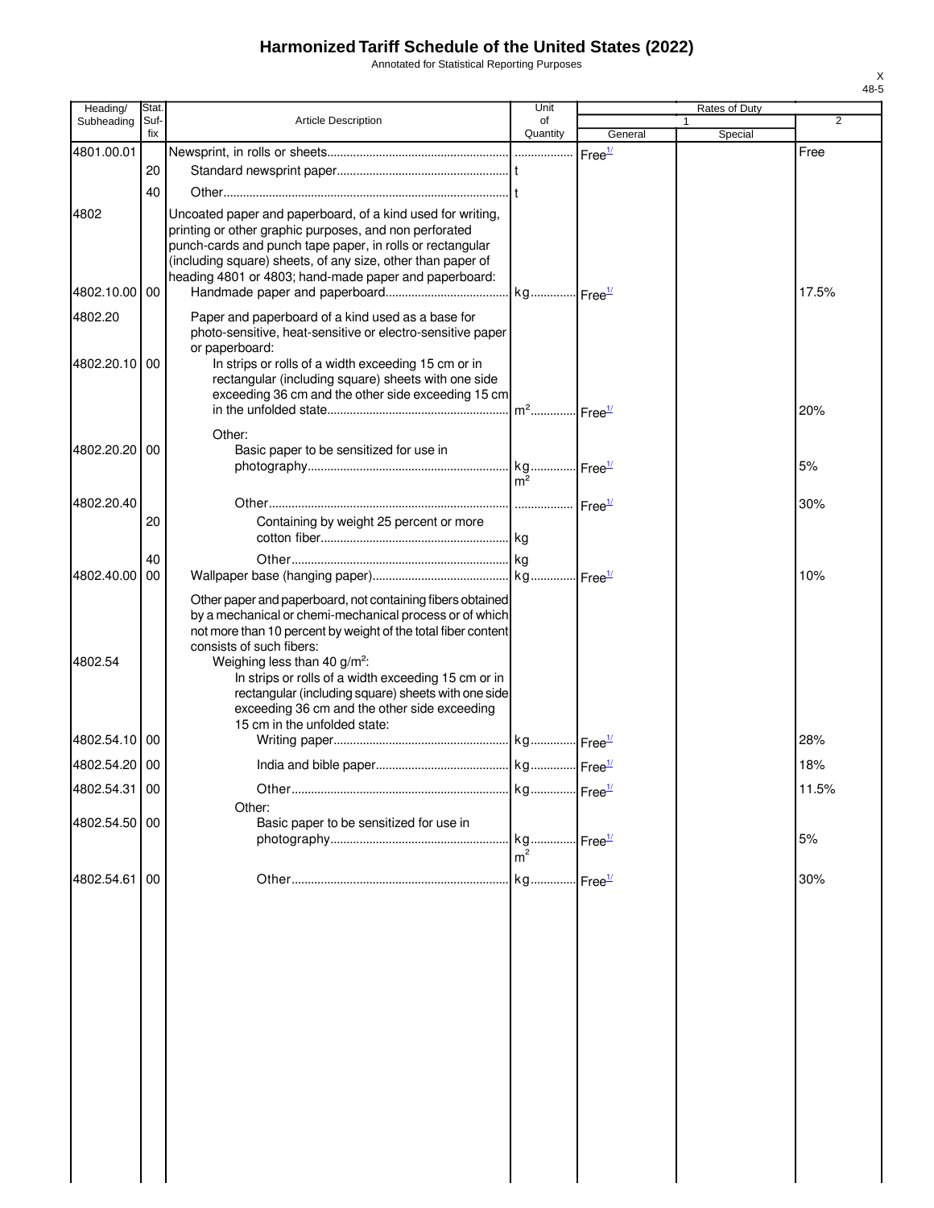# Harmonized Tariff Schedule of the United States (2022)

Annotated for Statistical Reporting Purposes

| Heading/ Subheading | Stat. Suf- fix | Article Description | Unit of Quantity | Rates of Duty | | |
|---|---|---|---|---|---|---|
| | | | | 1 | | 2 |
| | | | | General | Special | |
| 4801.00.01 | | Newsprint, in rolls or sheets | | Free[1/] | | Free |
| | 20 | Standard newsprint paper | t | | | |
| | 40 | Other | t | | | |
| 4802 | | Uncoated paper and paperboard, of a kind used for writing, printing or other graphic purposes, and non perforated punch-cards and punch tape paper, in rolls or rectangular (including square) sheets, of any size, other than paper of heading 4801 or 4803; hand-made paper and paperboard: | | | | |
| 4802.10.00 | 00 | Handmade paper and paperboard | kg | Free[1/] | | 17.5% |
| 4802.20 | | Paper and paperboard of a kind used as a base for photo-sensitive, heat-sensitive or electro-sensitive paper or paperboard: | | | | |
| 4802.20.10 | 00 | In strips or rolls of a width exceeding 15 cm or in rectangular (including square) sheets with one side exceeding 36 cm and the other side exceeding 15 cm in the unfolded state | $m^2$ | Free[1/] | | 20% |
| | | Other: | | | | |
| 4802.20.20 | 00 | Basic paper to be sensitized for use in photography | kg $m^2$ | Free[1/] | | 5% |
| 4802.20.40 | | Other | | Free[1/] | | 30% |
| | 20 | Containing by weight 25 percent or more cotton fiber | kg | | | |
| | 40 | Other | kg | | | |
| 4802.40.00 | 00 | Wallpaper base (hanging paper) | kg | Free[1/] | | 10% |
| | | Other paper and paperboard, not containing fibers obtained by a mechanical or chemi-mechanical process or of which not more than 10 percent by weight of the total fiber content consists of such fibers: | | | | |
| 4802.54 | | Weighing less than 40 g/$m^2$: | | | | |
| | | In strips or rolls of a width exceeding 15 cm or in rectangular (including square) sheets with one side exceeding 36 cm and the other side exceeding 15 cm in the unfolded state: | | | | |
| 4802.54.10 | 00 | Writing paper | kg | Free[1/] | | 28% |
| 4802.54.20 | 00 | India and bible paper | kg | Free[1/] | | 18% |
| 4802.54.31 | 00 | Other | kg | Free[1/] | | 11.5% |
| | | Other: | | | | |
| 4802.54.50 | 00 | Basic paper to be sensitized for use in photography | kg $m^2$ | Free[1/] | | 5% |
| 4802.54.61 | 00 | Other | kg | Free[1/] | | 30% |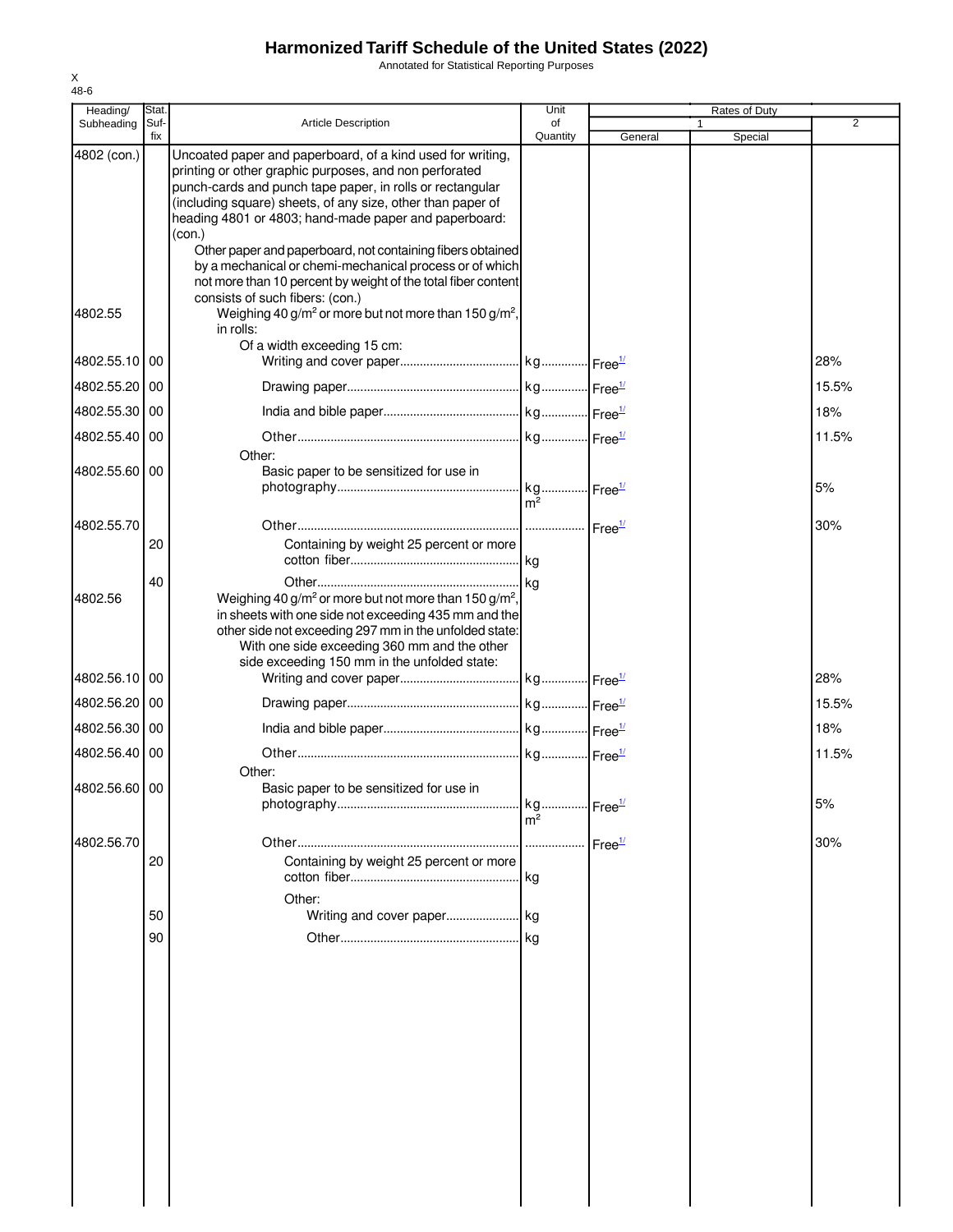# Harmonized Tariff Schedule of the United States (2022)

Annotated for Statistical Reporting Purposes

| Heading/ Subheading | Stat. Suf- fix | Article Description | Unit of Quantity | Rates of Duty 1 General | 1 Special | 2 |
|---|---|---|---|---|---|---|
| 4802 (con.) | | Uncoated paper and paperboard, of a kind used for writing, printing or other graphic purposes, and non perforated punch-cards and punch tape paper, in rolls or rectangular (including square) sheets, of any size, other than paper of heading 4801 or 4803; hand-made paper and paperboard: (con.) | | | | |
| | | Other paper and paperboard, not containing fibers obtained by a mechanical or chemi-mechanical process or of which not more than 10 percent by weight of the total fiber content consists of such fibers: (con.) | | | | |
| 4802.55 | | Weighing 40 g/m² or more but not more than 150 g/m², in rolls: | | | | |
| | | Of a width exceeding 15 cm: | | | | |
| 4802.55.10 | 00 | Writing and cover paper | kg | Free[1/] | | 28% |
| 4802.55.20 | 00 | Drawing paper | kg | Free[1/] | | 15.5% |
| 4802.55.30 | 00 | India and bible paper | kg | Free[1/] | | 18% |
| 4802.55.40 | 00 | Other | kg | Free[1/] | | 11.5% |
| | | Other: | | | | |
| 4802.55.60 | 00 | Basic paper to be sensitized for use in photography | kg m² | Free[1/] | | 5% |
| 4802.55.70 | | Other | | Free[1/] | | 30% |
| | 20 | Containing by weight 25 percent or more cotton fiber | kg | | | |
| | 40 | Other | kg | | | |
| 4802.56 | | Weighing 40 g/m² or more but not more than 150 g/m², in sheets with one side not exceeding 435 mm and the other side not exceeding 297 mm in the unfolded state: | | | | |
| | | With one side exceeding 360 mm and the other side exceeding 150 mm in the unfolded state: | | | | |
| 4802.56.10 | 00 | Writing and cover paper | kg | Free[1/] | | 28% |
| 4802.56.20 | 00 | Drawing paper | kg | Free[1/] | | 15.5% |
| 4802.56.30 | 00 | India and bible paper | kg | Free[1/] | | 18% |
| 4802.56.40 | 00 | Other | kg | Free[1/] | | 11.5% |
| | | Other: | | | | |
| 4802.56.60 | 00 | Basic paper to be sensitized for use in photography | kg m² | Free[1/] | | 5% |
| 4802.56.70 | | Other | | Free[1/] | | 30% |
| | 20 | Containing by weight 25 percent or more cotton fiber | kg | | | |
| | | Other: | | | | |
| | 50 | Writing and cover paper | kg | | | |
| | 90 | Other | kg | | | |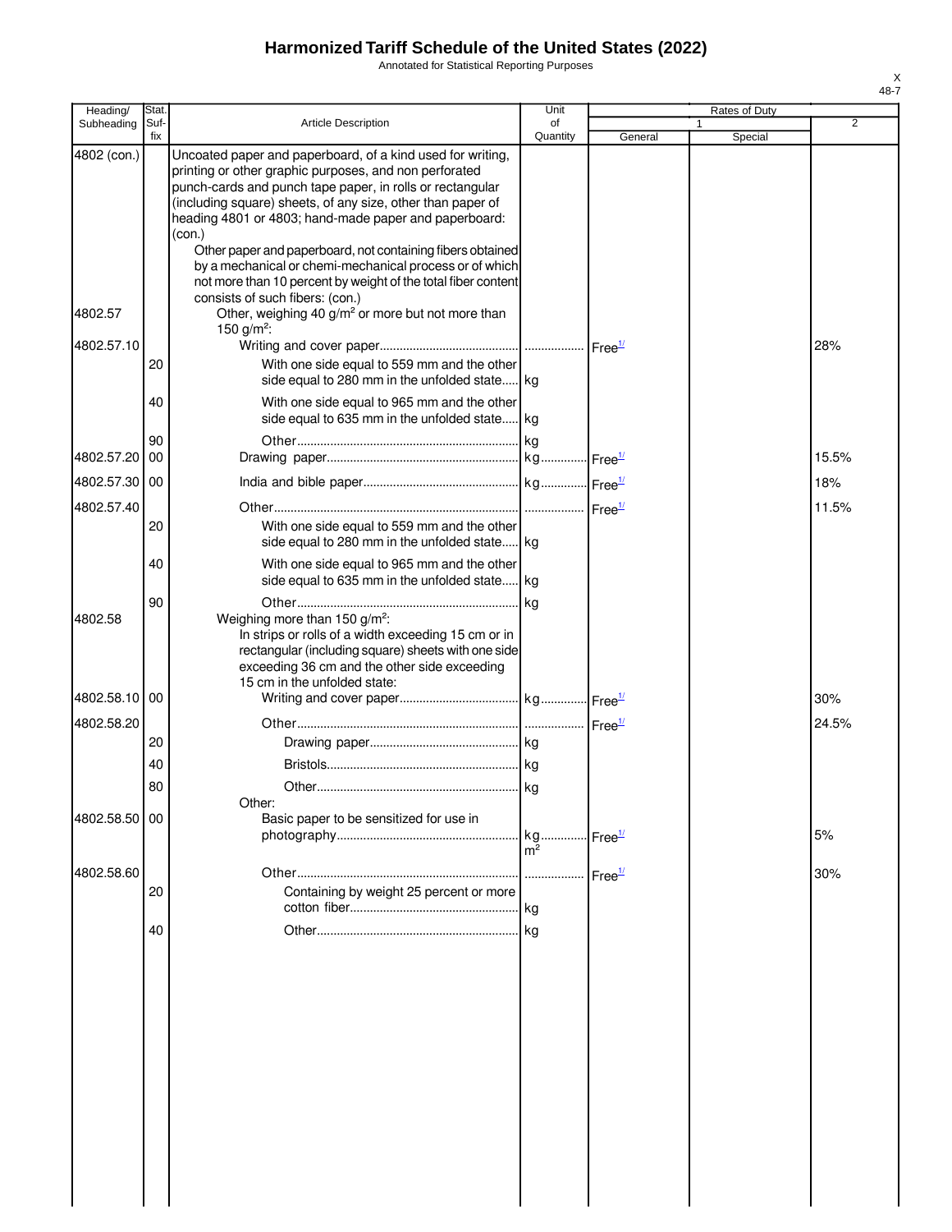# Harmonized Tariff Schedule of the United States (2022)

Annotated for Statistical Reporting Purposes

| Heading/ Subheading | Stat. Suf- fix | Article Description | Unit of Quantity | Rates of Duty 1 General | Rates of Duty 1 Special | Rates of Duty 2 |
|---|---|---|---|---|---|---|
| 4802 (con.) | | Uncoated paper and paperboard, of a kind used for writing, printing or other graphic purposes, and non perforated punch-cards and punch tape paper, in rolls or rectangular (including square) sheets, of any size, other than paper of heading 4801 or 4803; hand-made paper and paperboard: (con.) | | | | |
| | | Other paper and paperboard, not containing fibers obtained by a mechanical or chemi-mechanical process or of which not more than 10 percent by weight of the total fiber content consists of such fibers: (con.) | | | | |
| 4802.57 | | Other, weighing 40 g/m² or more but not more than 150 g/m²: | | | | |
| 4802.57.10 | | Writing and cover paper | | Free[1/] | | 28% |
| | 20 | With one side equal to 559 mm and the other side equal to 280 mm in the unfolded state | kg | | | |
| | 40 | With one side equal to 965 mm and the other side equal to 635 mm in the unfolded state | kg | | | |
| | 90 | Other | kg | | | |
| 4802.57.20 | 00 | Drawing paper | kg | Free[1/] | | 15.5% |
| 4802.57.30 | 00 | India and bible paper | kg | Free[1/] | | 18% |
| 4802.57.40 | | Other | | Free[1/] | | 11.5% |
| | 20 | With one side equal to 559 mm and the other side equal to 280 mm in the unfolded state | kg | | | |
| | 40 | With one side equal to 965 mm and the other side equal to 635 mm in the unfolded state | kg | | | |
| | 90 | Other | kg | | | |
| 4802.58 | | Weighing more than 150 g/m²: | | | | |
| | | In strips or rolls of a width exceeding 15 cm or in rectangular (including square) sheets with one side exceeding 36 cm and the other side exceeding 15 cm in the unfolded state: | | | | |
| 4802.58.10 | 00 | Writing and cover paper | kg | Free[1/] | | 30% |
| 4802.58.20 | | Other | | Free[1/] | | 24.5% |
| | 20 | Drawing paper | kg | | | |
| | 40 | Bristols | kg | | | |
| | 80 | Other | kg | | | |
| | | Other: | | | | |
| 4802.58.50 | 00 | Basic paper to be sensitized for use in photography | kg m² | Free[1/] | | 5% |
| 4802.58.60 | | Other | | Free[1/] | | 30% |
| | 20 | Containing by weight 25 percent or more cotton fiber | kg | | | |
| | 40 | Other | kg | | | |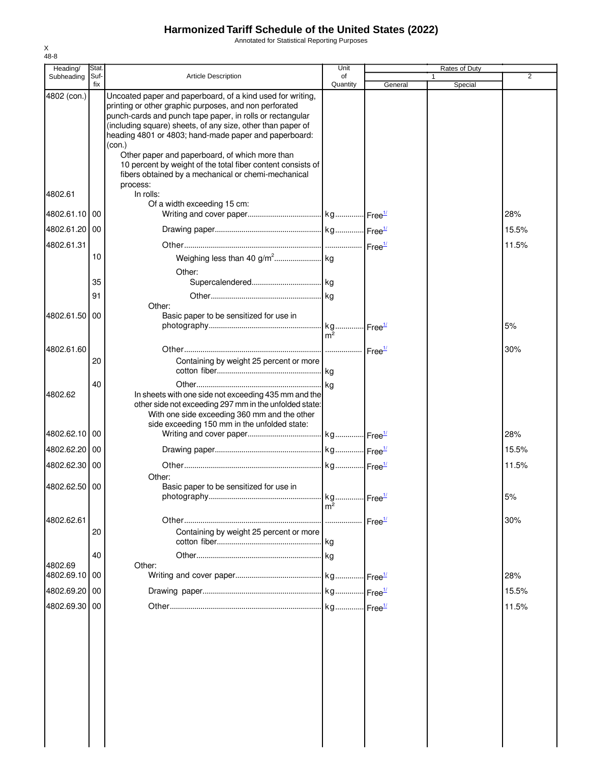# Harmonized Tariff Schedule of the United States (2022)

Annotated for Statistical Reporting Purposes

X
48-8

| Heading/ Subheading | Stat. Suf- fix | Article Description | Unit of Quantity | Rates of Duty 1 General | Rates of Duty 1 Special | Rates of Duty 2 |
|---|---|---|---|---|---|---|
| 4802 (con.) | | Uncoated paper and paperboard, of a kind used for writing, printing or other graphic purposes, and non perforated punch-cards and punch tape paper, in rolls or rectangular (including square) sheets, of any size, other than paper of heading 4801 or 4803; hand-made paper and paperboard: (con.) | | | | |
| | | Other paper and paperboard, of which more than 10 percent by weight of the total fiber content consists of fibers obtained by a mechanical or chemi-mechanical process: | | | | |
| 4802.61 | | In rolls: | | | | |
| | | Of a width exceeding 15 cm: | | | | |
| 4802.61.10 | 00 | Writing and cover paper | kg | Free[1/] | | 28% |
| 4802.61.20 | 00 | Drawing paper | kg | Free[1/] | | 15.5% |
| 4802.61.31 | | Other | | Free[1/] | | 11.5% |
| | 10 | Weighing less than 40 g/m² | kg | | | |
| | | Other: | | | | |
| | 35 | Supercalendered | kg | | | |
| | 91 | Other | kg | | | |
| | | Other: | | | | |
| 4802.61.50 | 00 | Basic paper to be sensitized for use in photography | kg m² | Free[1/] | | 5% |
| 4802.61.60 | | Other | | Free[1/] | | 30% |
| | 20 | Containing by weight 25 percent or more cotton fiber | kg | | | |
| | 40 | Other | kg | | | |
| 4802.62 | | In sheets with one side not exceeding 435 mm and the other side not exceeding 297 mm in the unfolded state: | | | | |
| | | With one side exceeding 360 mm and the other side exceeding 150 mm in the unfolded state: | | | | |
| 4802.62.10 | 00 | Writing and cover paper | kg | Free[1/] | | 28% |
| 4802.62.20 | 00 | Drawing paper | kg | Free[1/] | | 15.5% |
| 4802.62.30 | 00 | Other | kg | Free[1/] | | 11.5% |
| | | Other: | | | | |
| 4802.62.50 | 00 | Basic paper to be sensitized for use in photography | kg m² | Free[1/] | | 5% |
| 4802.62.61 | | Other | | Free[1/] | | 30% |
| | 20 | Containing by weight 25 percent or more cotton fiber | kg | | | |
| | 40 | Other | kg | | | |
| 4802.69 | | Other: | | | | |
| 4802.69.10 | 00 | Writing and cover paper | kg | Free[1/] | | 28% |
| 4802.69.20 | 00 | Drawing paper | kg | Free[1/] | | 15.5% |
| 4802.69.30 | 00 | Other | kg | Free[1/] | | 11.5% |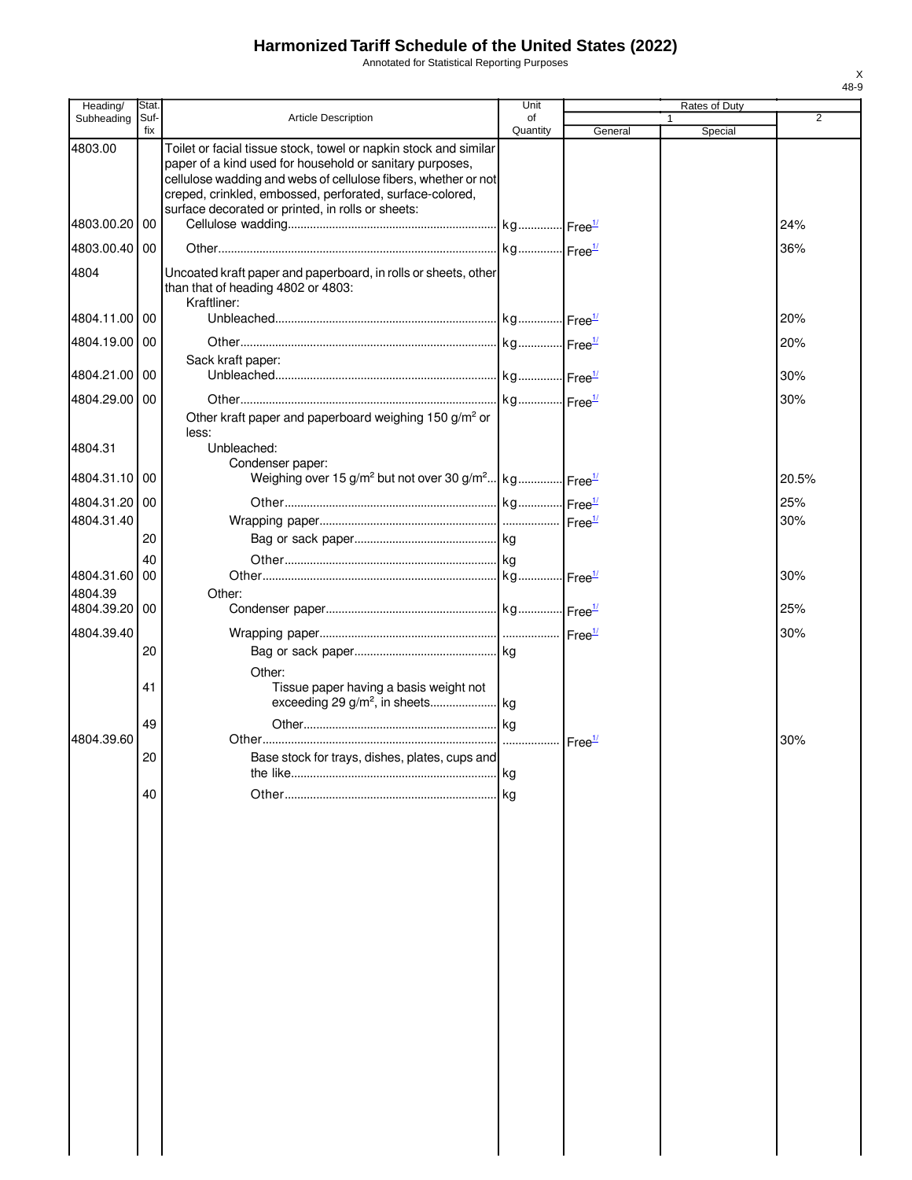# Harmonized Tariff Schedule of the United States (2022)

Annotated for Statistical Reporting Purposes

X
48-9

| Heading/ Subheading | Stat. Suf- fix | Article Description | Unit of Quantity | Rates of Duty 1 General | Special | 2 |
|---|---|---|---|---|---|---|
| 4803.00 | | Toilet or facial tissue stock, towel or napkin stock and similar paper of a kind used for household or sanitary purposes, cellulose wadding and webs of cellulose fibers, whether or not creped, crinkled, embossed, perforated, surface-colored, surface decorated or printed, in rolls or sheets: | | | | |
| 4803.00.20 | 00 | Cellulose wadding | kg | Free[1/] | | 24% |
| 4803.00.40 | 00 | Other | kg | Free[1/] | | 36% |
| 4804 | | Uncoated kraft paper and paperboard, in rolls or sheets, other than that of heading 4802 or 4803: | | | | |
| | | Kraftliner: | | | | |
| 4804.11.00 | 00 | Unbleached | kg | Free[1/] | | 20% |
| 4804.19.00 | 00 | Other | kg | Free[1/] | | 20% |
| | | Sack kraft paper: | | | | |
| 4804.21.00 | 00 | Unbleached | kg | Free[1/] | | 30% |
| 4804.29.00 | 00 | Other | kg | Free[1/] | | 30% |
| | | Other kraft paper and paperboard weighing 150 g/m² or less: | | | | |
| 4804.31 | | Unbleached: | | | | |
| | | Condenser paper: | | | | |
| 4804.31.10 | 00 | Weighing over 15 g/m² but not over 30 g/m² | kg | Free[1/] | | 20.5% |
| 4804.31.20 | 00 | Other | kg | Free[1/] | | 25% |
| 4804.31.40 | | Wrapping paper | | Free[1/] | | 30% |
| | 20 | Bag or sack paper | kg | | | |
| | 40 | Other | kg | | | |
| 4804.31.60 | 00 | Other | kg | Free[1/] | | 30% |
| 4804.39 | | Other: | | | | |
| 4804.39.20 | 00 | Condenser paper | kg | Free[1/] | | 25% |
| 4804.39.40 | | Wrapping paper | | Free[1/] | | 30% |
| | 20 | Bag or sack paper | kg | | | |
| | | Other: | | | | |
| | 41 | Tissue paper having a basis weight not exceeding 29 g/m², in sheets | kg | | | |
| | 49 | Other | kg | | | |
| 4804.39.60 | | Other | | Free[1/] | | 30% |
| | 20 | Base stock for trays, dishes, plates, cups and the like | kg | | | |
| | 40 | Other | kg | | | |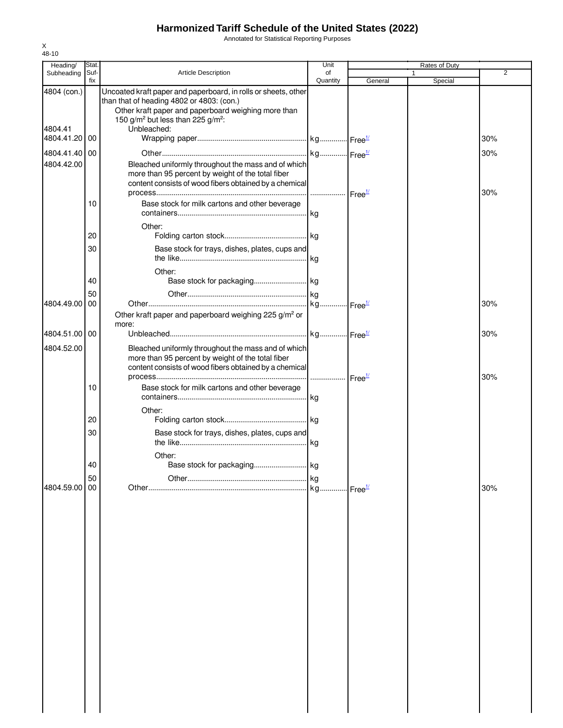# Harmonized Tariff Schedule of the United States (2022)

Annotated for Statistical Reporting Purposes

X
48-10

| Heading/ Subheading | Stat. Suf- fix | Article Description | Unit of Quantity | Rates of Duty 1 General | Special | 2 |
|---|---|---|---|---|---|---|
| 4804 (con.) | | Uncoated kraft paper and paperboard, in rolls or sheets, other than that of heading 4802 or 4803: (con.) | | | | |
| | | Other kraft paper and paperboard weighing more than 150 g/m² but less than 225 g/m²: | | | | |
| 4804.41 | | Unbleached: | | | | |
| 4804.41.20 | 00 | Wrapping paper | kg | Free[1/] | | 30% |
| 4804.41.40 | 00 | Other | kg | Free[1/] | | 30% |
| 4804.42.00 | | Bleached uniformly throughout the mass and of which more than 95 percent by weight of the total fiber content consists of wood fibers obtained by a chemical process | | Free[1/] | | 30% |
| | 10 | Base stock for milk cartons and other beverage containers | kg | | | |
| | | Other: | | | | |
| | 20 | Folding carton stock | kg | | | |
| | 30 | Base stock for trays, dishes, plates, cups and the like | kg | | | |
| | | Other: | | | | |
| | 40 | Base stock for packaging | kg | | | |
| | 50 | Other | kg | | | |
| 4804.49.00 | 00 | Other | kg | Free[1/] | | 30% |
| | | Other kraft paper and paperboard weighing 225 g/m² or more: | | | | |
| 4804.51.00 | 00 | Unbleached | kg | Free[1/] | | 30% |
| 4804.52.00 | | Bleached uniformly throughout the mass and of which more than 95 percent by weight of the total fiber content consists of wood fibers obtained by a chemical process | | Free[1/] | | 30% |
| | 10 | Base stock for milk cartons and other beverage containers | kg | | | |
| | | Other: | | | | |
| | 20 | Folding carton stock | kg | | | |
| | 30 | Base stock for trays, dishes, plates, cups and the like | kg | | | |
| | | Other: | | | | |
| | 40 | Base stock for packaging | kg | | | |
| | 50 | Other | kg | | | |
| 4804.59.00 | 00 | Other | kg | Free[1/] | | 30% |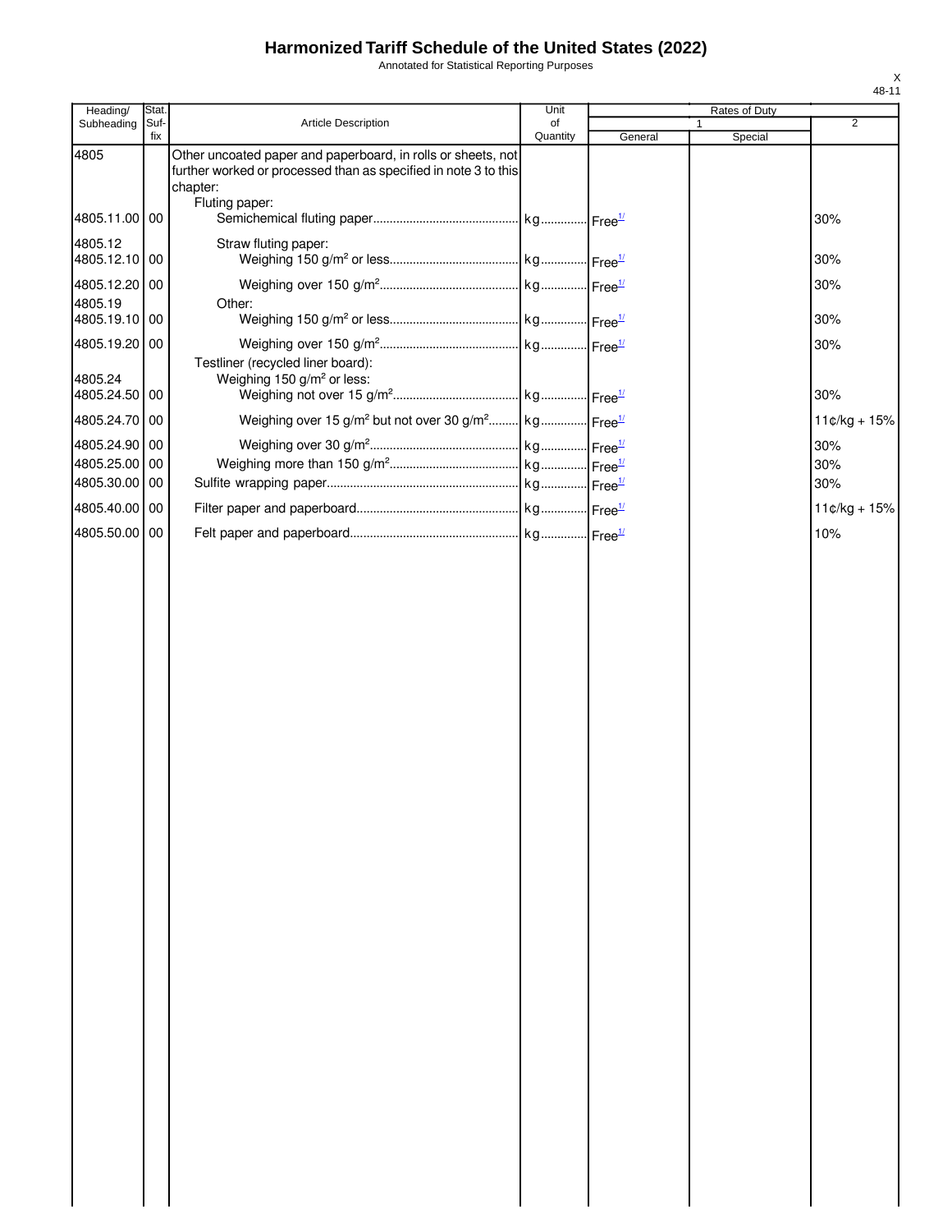# Harmonized Tariff Schedule of the United States (2022)

Annotated for Statistical Reporting Purposes

X
48-11

| Heading/ Subheading | Stat. Suf- fix | Article Description | Unit of Quantity | Rates of Duty 1 General | Special | 2 |
|---|---|---|---|---|---|---|
| 4805 | | Other uncoated paper and paperboard, in rolls or sheets, not further worked or processed than as specified in note 3 to this chapter: | | | | |
| | | Fluting paper: | | | | |
| 4805.11.00 | 00 | Semichemical fluting paper | kg | Free[1/] | | 30% |
| 4805.12 | | Straw fluting paper: | | | | |
| 4805.12.10 | 00 | Weighing 150 g/m² or less | kg | Free[1/] | | 30% |
| 4805.12.20 | 00 | Weighing over 150 g/m² | kg | Free[1/] | | 30% |
| 4805.19 | | Other: | | | | |
| 4805.19.10 | 00 | Weighing 150 g/m² or less | kg | Free[1/] | | 30% |
| 4805.19.20 | 00 | Weighing over 150 g/m² | kg | Free[1/] | | 30% |
| | | Testliner (recycled liner board): | | | | |
| 4805.24 | | Weighing 150 g/m² or less: | | | | |
| 4805.24.50 | 00 | Weighing not over 15 g/m² | kg | Free[1/] | | 30% |
| 4805.24.70 | 00 | Weighing over 15 g/m² but not over 30 g/m² | kg | Free[1/] | | 11¢/kg + 15% |
| 4805.24.90 | 00 | Weighing over 30 g/m² | kg | Free[1/] | | 30% |
| 4805.25.00 | 00 | Weighing more than 150 g/m² | kg | Free[1/] | | 30% |
| 4805.30.00 | 00 | Sulfite wrapping paper | kg | Free[1/] | | 30% |
| 4805.40.00 | 00 | Filter paper and paperboard | kg | Free[1/] | | 11¢/kg + 15% |
| 4805.50.00 | 00 | Felt paper and paperboard | kg | Free[1/] | | 10% |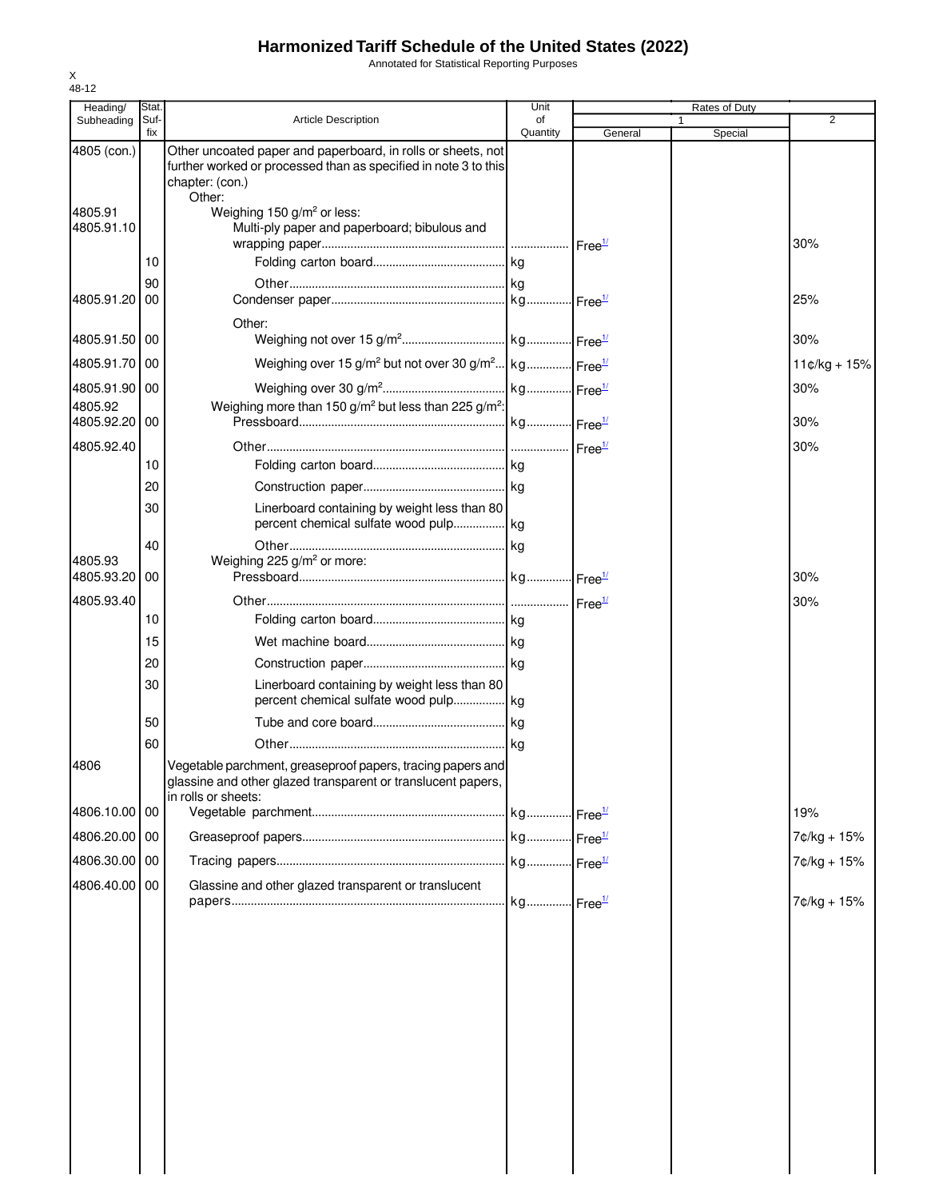# Harmonized Tariff Schedule of the United States (2022)

Annotated for Statistical Reporting Purposes

X
48-12

| Heading/ Subheading | Stat. Suf-fix | Article Description | Unit of Quantity | Rates of Duty 1 General | Special | 2 |
|---|---|---|---|---|---|---|
| 4805 (con.) | | Other uncoated paper and paperboard, in rolls or sheets, not further worked or processed than as specified in note 3 to this chapter: (con.) | | | | |
| | | Other: | | | | |
| 4805.91 | | Weighing 150 g/m² or less: | | | | |
| 4805.91.10 | | Multi-ply paper and paperboard; bibulous and wrapping paper | | Free[1/] | | 30% |
| | 10 | Folding carton board | kg | | | |
| | 90 | Other | kg | | | |
| 4805.91.20 | 00 | Condenser paper | kg | Free[1/] | | 25% |
| | | Other: | | | | |
| 4805.91.50 | 00 | Weighing not over 15 g/m² | kg | Free[1/] | | 30% |
| 4805.91.70 | 00 | Weighing over 15 g/m² but not over 30 g/m² | kg | Free[1/] | | 11¢/kg + 15% |
| 4805.91.90 | 00 | Weighing over 30 g/m² | kg | Free[1/] | | 30% |
| 4805.92 | | Weighing more than 150 g/m² but less than 225 g/m²: | | | | |
| 4805.92.20 | 00 | Pressboard | kg | Free[1/] | | 30% |
| 4805.92.40 | | Other | | Free[1/] | | 30% |
| | 10 | Folding carton board | kg | | | |
| | 20 | Construction paper | kg | | | |
| | 30 | Linerboard containing by weight less than 80 percent chemical sulfate wood pulp | kg | | | |
| | 40 | Other | kg | | | |
| 4805.93 | | Weighing 225 g/m² or more: | | | | |
| 4805.93.20 | 00 | Pressboard | kg | Free[1/] | | 30% |
| 4805.93.40 | | Other | | Free[1/] | | 30% |
| | 10 | Folding carton board | kg | | | |
| | 15 | Wet machine board | kg | | | |
| | 20 | Construction paper | kg | | | |
| | 30 | Linerboard containing by weight less than 80 percent chemical sulfate wood pulp | kg | | | |
| | 50 | Tube and core board | kg | | | |
| | 60 | Other | kg | | | |
| 4806 | | Vegetable parchment, greaseproof papers, tracing papers and glassine and other glazed transparent or translucent papers, in rolls or sheets: | | | | |
| 4806.10.00 | 00 | Vegetable parchment | kg | Free[1/] | | 19% |
| 4806.20.00 | 00 | Greaseproof papers | kg | Free[1/] | | 7¢/kg + 15% |
| 4806.30.00 | 00 | Tracing papers | kg | Free[1/] | | 7¢/kg + 15% |
| 4806.40.00 | 00 | Glassine and other glazed transparent or translucent papers | kg | Free[1/] | | 7¢/kg + 15% |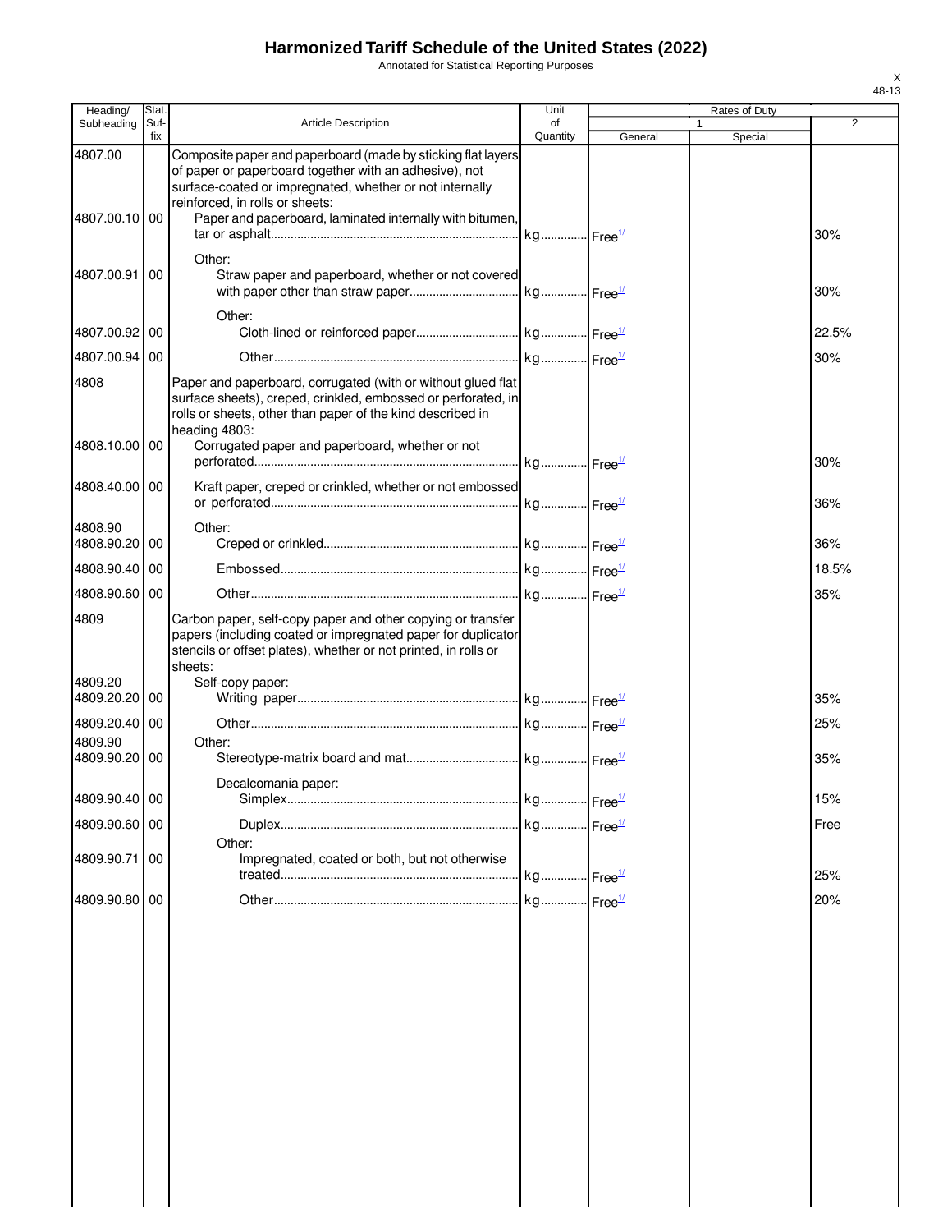# Harmonized Tariff Schedule of the United States (2022)

Annotated for Statistical Reporting Purposes

X
48-13

| Heading/ Subheading | Stat. Suf- fix | Article Description | Unit of Quantity | Rates of Duty 1 General | Rates of Duty 1 Special | Rates of Duty 2 |
|---|---|---|---|---|---|---|
| 4807.00 | | Composite paper and paperboard (made by sticking flat layers of paper or paperboard together with an adhesive), not surface-coated or impregnated, whether or not internally reinforced, in rolls or sheets: | | | | |
| 4807.00.10 | 00 | Paper and paperboard, laminated internally with bitumen, tar or asphalt | kg | Free[1/] | | 30% |
| | | Other: | | | | |
| 4807.00.91 | 00 | Straw paper and paperboard, whether or not covered with paper other than straw paper | kg | Free[1/] | | 30% |
| | | Other: | | | | |
| 4807.00.92 | 00 | Cloth-lined or reinforced paper | kg | Free[1/] | | 22.5% |
| 4807.00.94 | 00 | Other | kg | Free[1/] | | 30% |
| 4808 | | Paper and paperboard, corrugated (with or without glued flat surface sheets), creped, crinkled, embossed or perforated, in rolls or sheets, other than paper of the kind described in heading 4803: | | | | |
| 4808.10.00 | 00 | Corrugated paper and paperboard, whether or not perforated | kg | Free[1/] | | 30% |
| 4808.40.00 | 00 | Kraft paper, creped or crinkled, whether or not embossed or perforated | kg | Free[1/] | | 36% |
| 4808.90 | | Other: | | | | |
| 4808.90.20 | 00 | Creped or crinkled | kg | Free[1/] | | 36% |
| 4808.90.40 | 00 | Embossed | kg | Free[1/] | | 18.5% |
| 4808.90.60 | 00 | Other | kg | Free[1/] | | 35% |
| 4809 | | Carbon paper, self-copy paper and other copying or transfer papers (including coated or impregnated paper for duplicator stencils or offset plates), whether or not printed, in rolls or sheets: | | | | |
| 4809.20 | | Self-copy paper: | | | | |
| 4809.20.20 | 00 | Writing paper | kg | Free[1/] | | 35% |
| 4809.20.40 | 00 | Other | kg | Free[1/] | | 25% |
| 4809.90 | | Other: | | | | |
| 4809.90.20 | 00 | Stereotype-matrix board and mat | kg | Free[1/] | | 35% |
| | | Decalcomania paper: | | | | |
| 4809.90.40 | 00 | Simplex | kg | Free[1/] | | 15% |
| 4809.90.60 | 00 | Duplex | kg | Free[1/] | | Free |
| | | Other: | | | | |
| 4809.90.71 | 00 | Impregnated, coated or both, but not otherwise treated | kg | Free[1/] | | 25% |
| 4809.90.80 | 00 | Other | kg | Free[1/] | | 20% |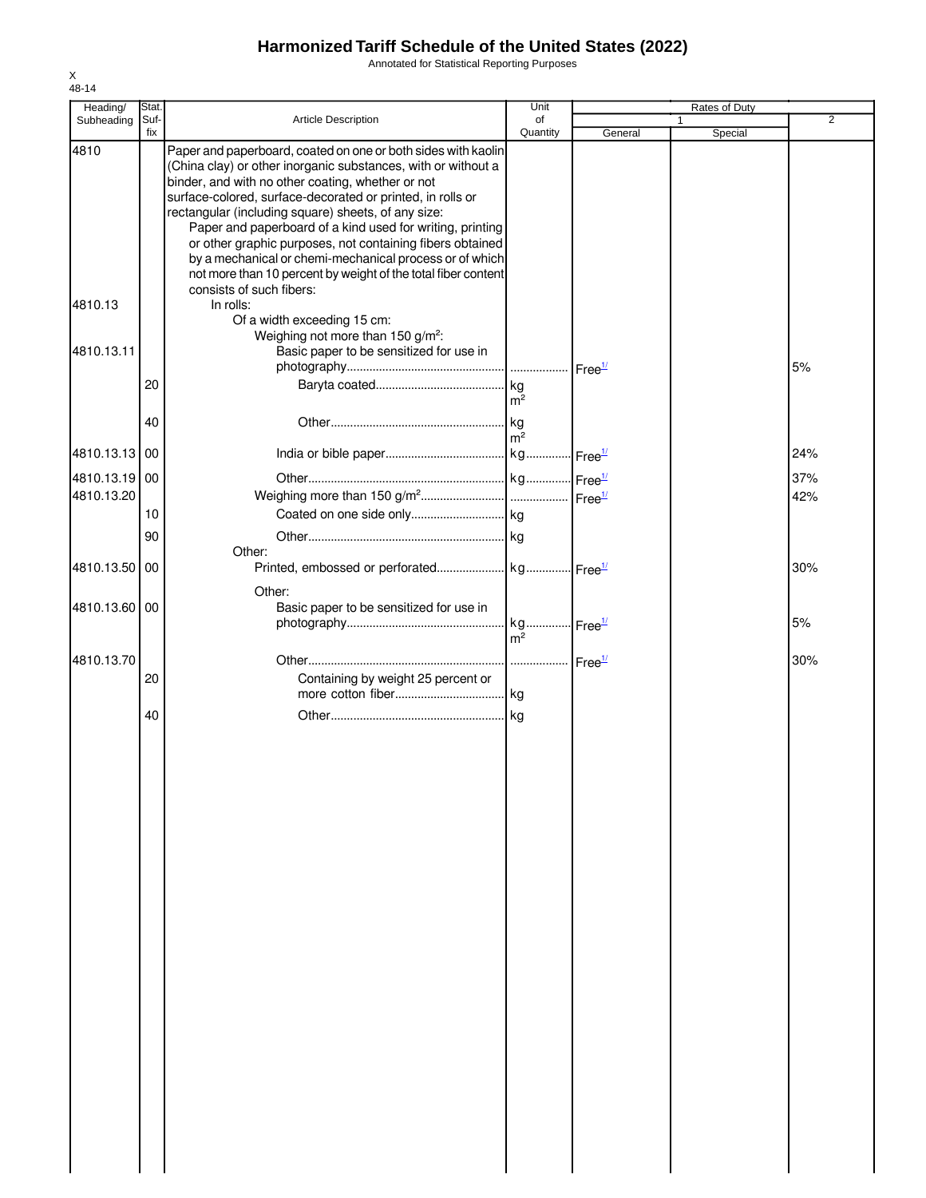# Harmonized Tariff Schedule of the United States (2022)

Annotated for Statistical Reporting Purposes

| Heading/ Subheading | Stat. Suf- fix | Article Description | Unit of Quantity | Rates of Duty 1 General | Special | 2 |
|---|---|---|---|---|---|---|
| 4810 | | Paper and paperboard, coated on one or both sides with kaolin (China clay) or other inorganic substances, with or without a binder, and with no other coating, whether or not surface-colored, surface-decorated or printed, in rolls or rectangular (including square) sheets, of any size: | | | | |
| | | Paper and paperboard of a kind used for writing, printing or other graphic purposes, not containing fibers obtained by a mechanical or chemi-mechanical process or of which not more than 10 percent by weight of the total fiber content consists of such fibers: | | | | |
| 4810.13 | | In rolls: | | | | |
| | | Of a width exceeding 15 cm: | | | | |
| | | Weighing not more than 150 g/m²: | | | | |
| 4810.13.11 | | Basic paper to be sensitized for use in photography | | Free[1/] | | 5% |
| | 20 | Baryta coated | kg m² | | | |
| | 40 | Other | kg m² | | | |
| 4810.13.13 | 00 | India or bible paper | kg | Free[1/] | | 24% |
| 4810.13.19 | 00 | Other | kg | Free[1/] | | 37% |
| 4810.13.20 | | Weighing more than 150 g/m² | | Free[1/] | | 42% |
| | 10 | Coated on one side only | kg | | | |
| | 90 | Other | kg | | | |
| | | Other: | | | | |
| 4810.13.50 | 00 | Printed, embossed or perforated | kg | Free[1/] | | 30% |
| | | Other: | | | | |
| 4810.13.60 | 00 | Basic paper to be sensitized for use in photography | kg m² | Free[1/] | | 5% |
| 4810.13.70 | | Other | | Free[1/] | | 30% |
| | 20 | Containing by weight 25 percent or more cotton fiber | kg | | | |
| | 40 | Other | kg | | | |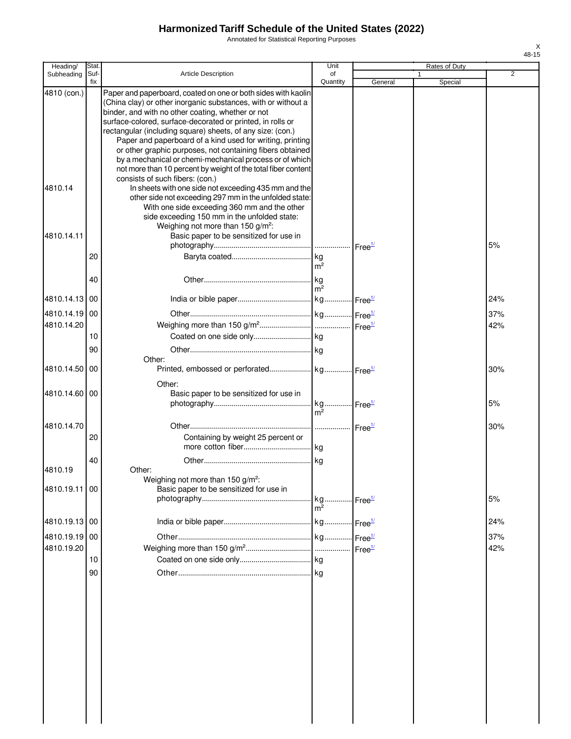# Harmonized Tariff Schedule of the United States (2022)

Annotated for Statistical Reporting Purposes

X
48-15

| Heading/ Subheading | Stat. Suf- fix | Article Description | Unit of Quantity | Rates of Duty 1 General | Special | 2 |
|---|---|---|---|---|---|---|
| 4810 (con.) | | Paper and paperboard, coated on one or both sides with kaolin (China clay) or other inorganic substances, with or without a binder, and with no other coating, whether or not surface-colored, surface-decorated or printed, in rolls or rectangular (including square) sheets, of any size: (con.) | | | | |
| | | Paper and paperboard of a kind used for writing, printing or other graphic purposes, not containing fibers obtained by a mechanical or chemi-mechanical process or of which not more than 10 percent by weight of the total fiber content consists of such fibers: (con.) | | | | |
| 4810.14 | | In sheets with one side not exceeding 435 mm and the other side not exceeding 297 mm in the unfolded state: | | | | |
| | | With one side exceeding 360 mm and the other side exceeding 150 mm in the unfolded state: | | | | |
| | | Weighing not more than 150 g/m²: | | | | |
| 4810.14.11 | | Basic paper to be sensitized for use in photography | | Free[1/] | | 5% |
| | 20 | Baryta coated | kg m² | | | |
| | 40 | Other | kg m² | | | |
| 4810.14.13 | 00 | India or bible paper | kg | Free[1/] | | 24% |
| 4810.14.19 | 00 | Other | kg | Free[1/] | | 37% |
| 4810.14.20 | | Weighing more than 150 g/m² | | Free[1/] | | 42% |
| | 10 | Coated on one side only | kg | | | |
| | 90 | Other | kg | | | |
| | | Other: | | | | |
| 4810.14.50 | 00 | Printed, embossed or perforated | kg | Free[1/] | | 30% |
| | | Other: | | | | |
| 4810.14.60 | 00 | Basic paper to be sensitized for use in photography | kg m² | Free[1/] | | 5% |
| 4810.14.70 | | Other | | Free[1/] | | 30% |
| | 20 | Containing by weight 25 percent or more cotton fiber | kg | | | |
| | 40 | Other | kg | | | |
| 4810.19 | | Other: | | | | |
| | | Weighing not more than 150 g/m²: | | | | |
| 4810.19.11 | 00 | Basic paper to be sensitized for use in photography | kg m² | Free[1/] | | 5% |
| 4810.19.13 | 00 | India or bible paper | kg | Free[1/] | | 24% |
| 4810.19.19 | 00 | Other | kg | Free[1/] | | 37% |
| 4810.19.20 | | Weighing more than 150 g/m² | | Free[1/] | | 42% |
| | 10 | Coated on one side only | kg | | | |
| | 90 | Other | kg | | | |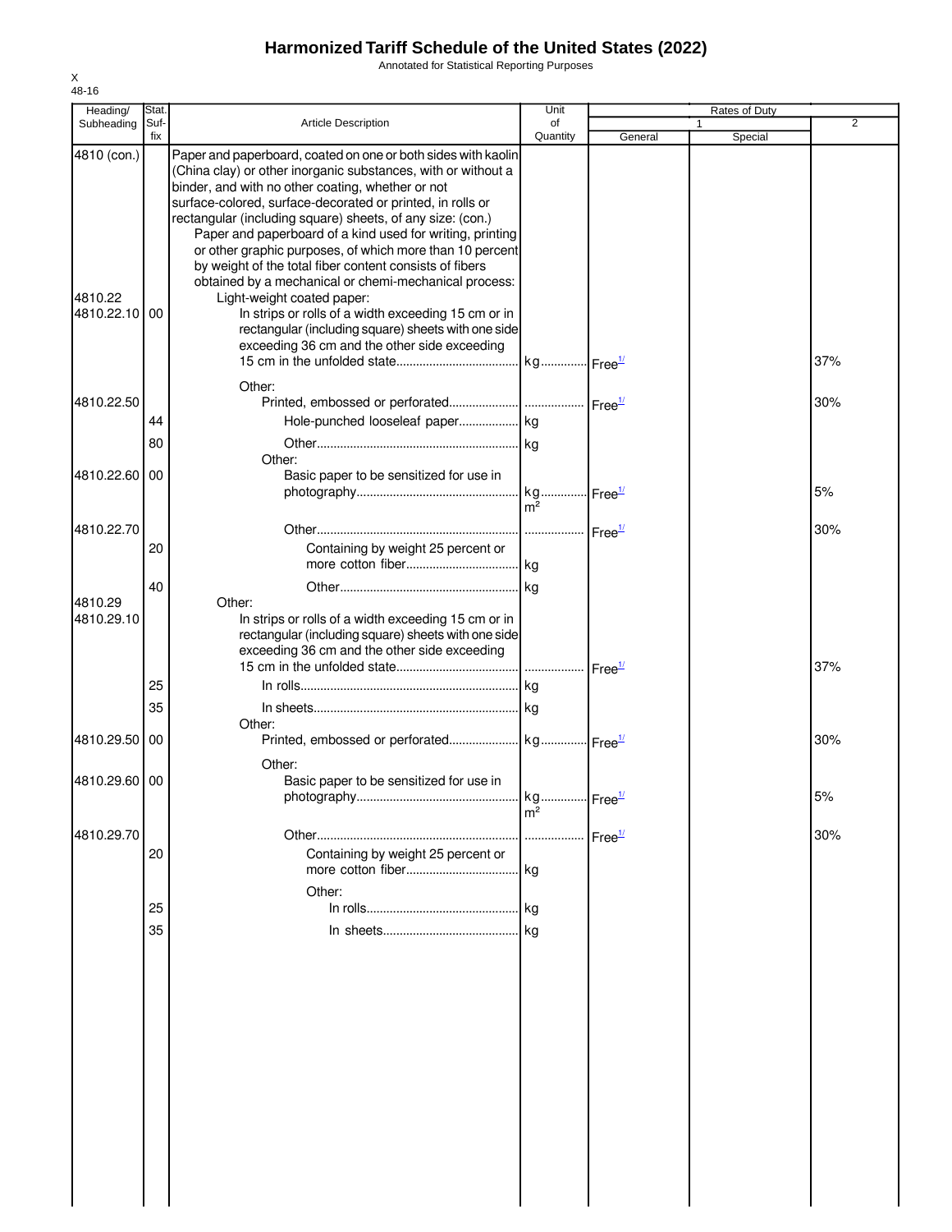# Harmonized Tariff Schedule of the United States (2022)

Annotated for Statistical Reporting Purposes

| Heading/ Subheading | Stat. Suf- fix | Article Description | Unit of Quantity | Rates of Duty 1 General | Special | 2 |
|---|---|---|---|---|---|---|
| 4810 (con.) | | Paper and paperboard, coated on one or both sides with kaolin (China clay) or other inorganic substances, with or without a binder, and with no other coating, whether or not surface-colored, surface-decorated or printed, in rolls or rectangular (including square) sheets, of any size: (con.) | | | | |
| | | Paper and paperboard of a kind used for writing, printing or other graphic purposes, of which more than 10 percent by weight of the total fiber content consists of fibers obtained by a mechanical or chemi-mechanical process: | | | | |
| 4810.22 | | Light-weight coated paper: | | | | |
| 4810.22.10 | 00 | In strips or rolls of a width exceeding 15 cm or in rectangular (including square) sheets with one side exceeding 36 cm and the other side exceeding 15 cm in the unfolded state | kg | Free[1/] | | 37% |
| | | Other: | | | | |
| 4810.22.50 | | Printed, embossed or perforated | | Free[1/] | | 30% |
| | 44 | Hole-punched looseleaf paper | kg | | | |
| | 80 | Other | kg | | | |
| | | Other: | | | | |
| 4810.22.60 | 00 | Basic paper to be sensitized for use in photography | kg $m^2$ | Free[1/] | | 5% |
| 4810.22.70 | | Other | | Free[1/] | | 30% |
| | 20 | Containing by weight 25 percent or more cotton fiber | kg | | | |
| | 40 | Other | kg | | | |
| 4810.29 | | Other: | | | | |
| 4810.29.10 | | In strips or rolls of a width exceeding 15 cm or in rectangular (including square) sheets with one side exceeding 36 cm and the other side exceeding 15 cm in the unfolded state | | Free[1/] | | 37% |
| | 25 | In rolls | kg | | | |
| | 35 | In sheets | kg | | | |
| | | Other: | | | | |
| 4810.29.50 | 00 | Printed, embossed or perforated | kg | Free[1/] | | 30% |
| | | Other: | | | | |
| 4810.29.60 | 00 | Basic paper to be sensitized for use in photography | kg $m^2$ | Free[1/] | | 5% |
| 4810.29.70 | | Other | | Free[1/] | | 30% |
| | 20 | Containing by weight 25 percent or more cotton fiber | kg | | | |
| | | Other: | | | | |
| | 25 | In rolls | kg | | | |
| | 35 | In sheets | kg | | | |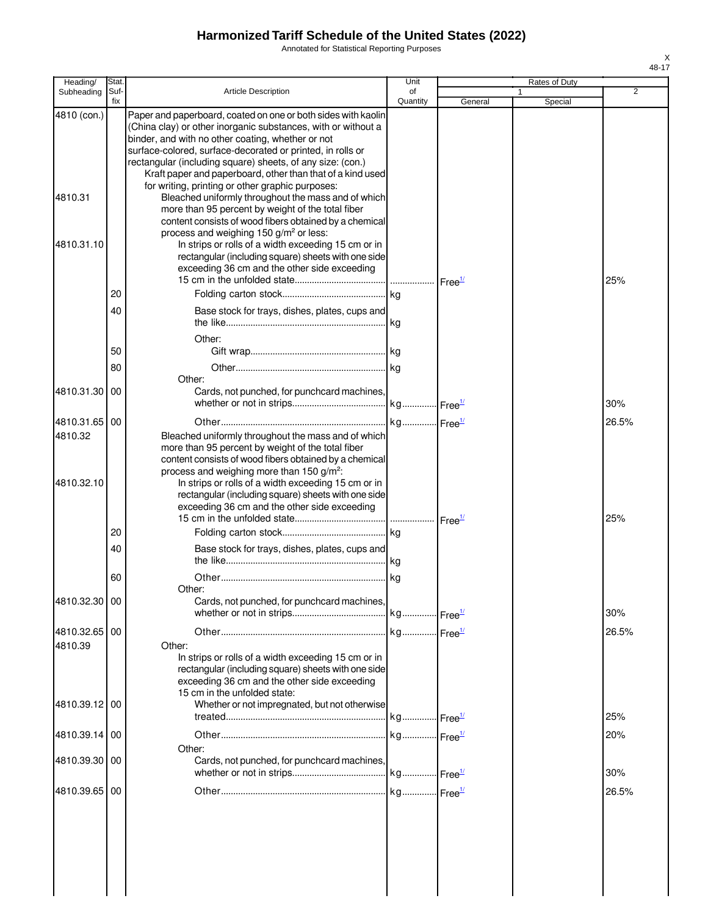# Harmonized Tariff Schedule of the United States (2022)

Annotated for Statistical Reporting Purposes

| Heading/ Subheading | Stat. Suf- fix | Article Description | Unit of Quantity | Rates of Duty 1 General | Special | 2 |
|---|---|---|---|---|---|---|
| 4810 (con.) | | Paper and paperboard, coated on one or both sides with kaolin (China clay) or other inorganic substances, with or without a binder, and with no other coating, whether or not surface-colored, surface-decorated or printed, in rolls or rectangular (including square) sheets, of any size: (con.) | | | | |
| | | Kraft paper and paperboard, other than that of a kind used for writing, printing or other graphic purposes: | | | | |
| 4810.31 | | Bleached uniformly throughout the mass and of which more than 95 percent by weight of the total fiber content consists of wood fibers obtained by a chemical process and weighing 150 g/m² or less: | | | | |
| 4810.31.10 | | In strips or rolls of a width exceeding 15 cm or in rectangular (including square) sheets with one side exceeding 36 cm and the other side exceeding 15 cm in the unfolded state | | Free[1/] | | 25% |
| | 20 | Folding carton stock | kg | | | |
| | 40 | Base stock for trays, dishes, plates, cups and the like | kg | | | |
| | | Other: | | | | |
| | 50 | Gift wrap | kg | | | |
| | 80 | Other | kg | | | |
| | | Other: | | | | |
| 4810.31.30 | 00 | Cards, not punched, for punchcard machines, whether or not in strips | kg | Free[1/] | | 30% |
| 4810.31.65 | 00 | Other | kg | Free[1/] | | 26.5% |
| 4810.32 | | Bleached uniformly throughout the mass and of which more than 95 percent by weight of the total fiber content consists of wood fibers obtained by a chemical process and weighing more than 150 g/m²: | | | | |
| 4810.32.10 | | In strips or rolls of a width exceeding 15 cm or in rectangular (including square) sheets with one side exceeding 36 cm and the other side exceeding 15 cm in the unfolded state | | Free[1/] | | 25% |
| | 20 | Folding carton stock | kg | | | |
| | 40 | Base stock for trays, dishes, plates, cups and the like | kg | | | |
| | 60 | Other | kg | | | |
| | | Other: | | | | |
| 4810.32.30 | 00 | Cards, not punched, for punchcard machines, whether or not in strips | kg | Free[1/] | | 30% |
| 4810.32.65 | 00 | Other | kg | Free[1/] | | 26.5% |
| 4810.39 | | Other: | | | | |
| | | In strips or rolls of a width exceeding 15 cm or in rectangular (including square) sheets with one side exceeding 36 cm and the other side exceeding 15 cm in the unfolded state: | | | | |
| 4810.39.12 | 00 | Whether or not impregnated, but not otherwise treated | kg | Free[1/] | | 25% |
| 4810.39.14 | 00 | Other | kg | Free[1/] | | 20% |
| | | Other: | | | | |
| 4810.39.30 | 00 | Cards, not punched, for punchcard machines, whether or not in strips | kg | Free[1/] | | 30% |
| 4810.39.65 | 00 | Other | kg | Free[1/] | | 26.5% |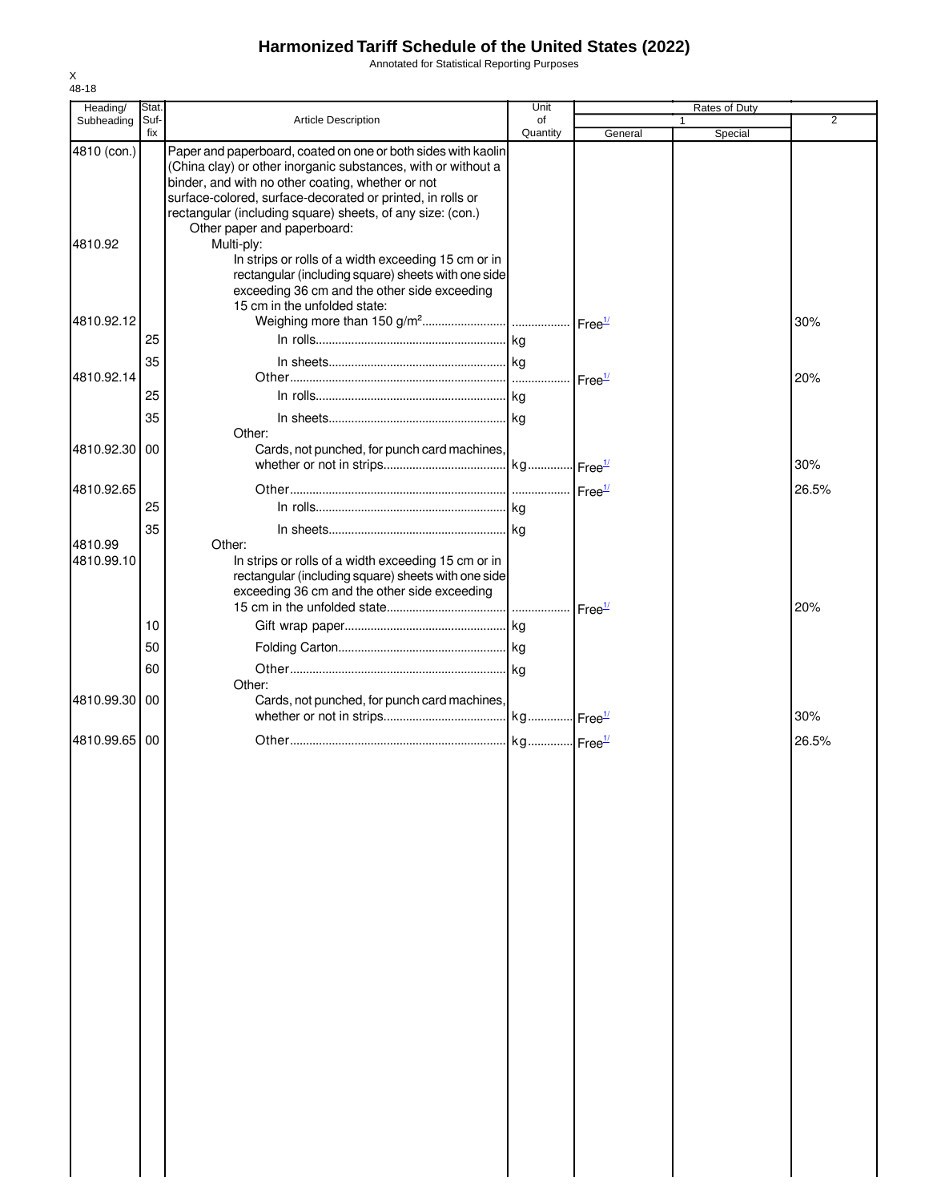# Harmonized Tariff Schedule of the United States (2022)

Annotated for Statistical Reporting Purposes

| Heading/ Subheading | Stat. Suf-fix | Article Description | Unit of Quantity | Rates of Duty 1 General | Special | 2 |
|---|---|---|---|---|---|---|
| 4810 (con.) | | Paper and paperboard, coated on one or both sides with kaolin (China clay) or other inorganic substances, with or without a binder, and with no other coating, whether or not surface-colored, surface-decorated or printed, in rolls or rectangular (including square) sheets, of any size: (con.) | | | | |
| | | Other paper and paperboard: | | | | |
| 4810.92 | | Multi-ply: | | | | |
| | | In strips or rolls of a width exceeding 15 cm or in rectangular (including square) sheets with one side exceeding 36 cm and the other side exceeding 15 cm in the unfolded state: | | | | |
| 4810.92.12 | | Weighing more than 150 g/m$^2$ | | Free[1/] | | 30% |
| | 25 | In rolls | kg | | | |
| | 35 | In sheets | kg | | | |
| 4810.92.14 | | Other | | Free[1/] | | 20% |
| | 25 | In rolls | kg | | | |
| | 35 | In sheets | kg | | | |
| | | Other: | | | | |
| 4810.92.30 | 00 | Cards, not punched, for punch card machines, whether or not in strips | kg | Free[1/] | | 30% |
| 4810.92.65 | | Other | | Free[1/] | | 26.5% |
| | 25 | In rolls | kg | | | |
| | 35 | In sheets | kg | | | |
| 4810.99 | | Other: | | | | |
| 4810.99.10 | | In strips or rolls of a width exceeding 15 cm or in rectangular (including square) sheets with one side exceeding 36 cm and the other side exceeding 15 cm in the unfolded state | | Free[1/] | | 20% |
| | 10 | Gift wrap paper | kg | | | |
| | 50 | Folding Carton | kg | | | |
| | 60 | Other | kg | | | |
| | | Other: | | | | |
| 4810.99.30 | 00 | Cards, not punched, for punch card machines, whether or not in strips | kg | Free[1/] | | 30% |
| 4810.99.65 | 00 | Other | kg | Free[1/] | | 26.5% |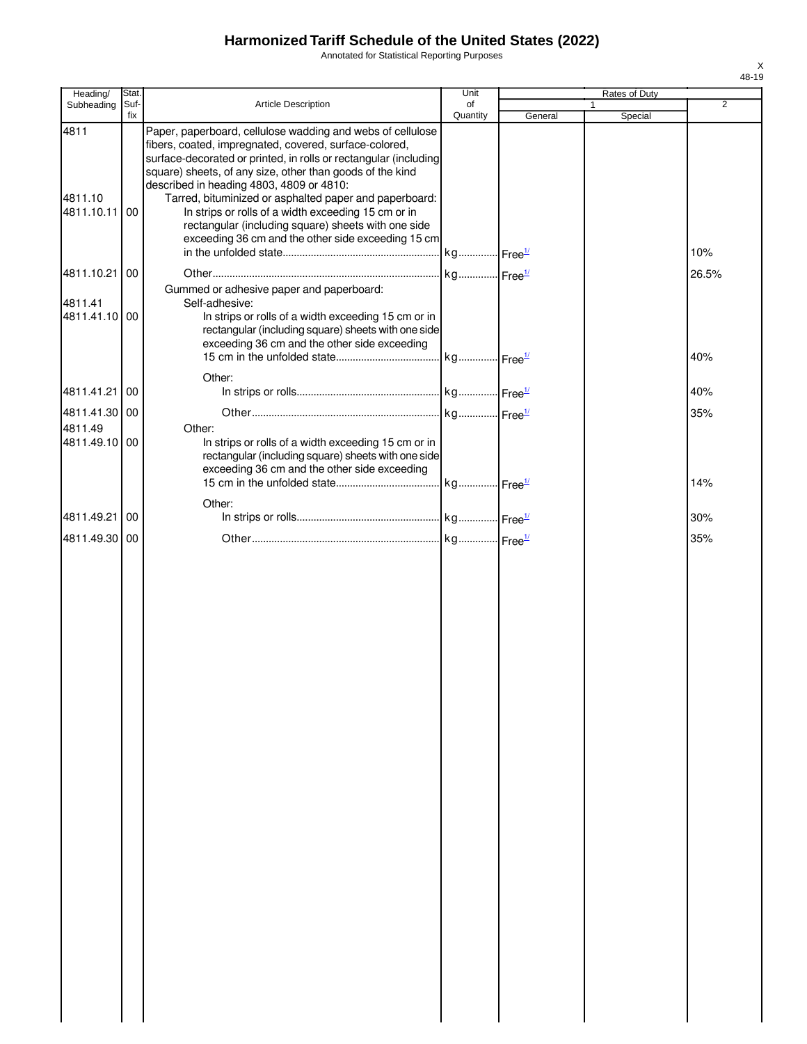# Harmonized Tariff Schedule of the United States (2022)

Annotated for Statistical Reporting Purposes

| Heading/ Subheading | Stat. Suf- fix | Article Description | Unit of Quantity | Rates of Duty | | |
|---|---|---|---|---|---|---|
| | | | | 1 | | 2 |
| | | | | General | Special | |
| 4811 | | Paper, paperboard, cellulose wadding and webs of cellulose fibers, coated, impregnated, covered, surface-colored, surface-decorated or printed, in rolls or rectangular (including square) sheets, of any size, other than goods of the kind described in heading 4803, 4809 or 4810: | | | | |
| 4811.10 | | Tarred, bituminized or asphalted paper and paperboard: | | | | |
| 4811.10.11 | 00 | In strips or rolls of a width exceeding 15 cm or in rectangular (including square) sheets with one side exceeding 36 cm and the other side exceeding 15 cm in the unfolded state | kg | Free[1/] | | 10% |
| 4811.10.21 | 00 | Other | kg | Free[1/] | | 26.5% |
| | | Gummed or adhesive paper and paperboard: | | | | |
| 4811.41 | | Self-adhesive: | | | | |
| 4811.41.10 | 00 | In strips or rolls of a width exceeding 15 cm or in rectangular (including square) sheets with one side exceeding 36 cm and the other side exceeding 15 cm in the unfolded state | kg | Free[1/] | | 40% |
| | | Other: | | | | |
| 4811.41.21 | 00 | In strips or rolls | kg | Free[1/] | | 40% |
| 4811.41.30 | 00 | Other | kg | Free[1/] | | 35% |
| 4811.49 | | Other: | | | | |
| 4811.49.10 | 00 | In strips or rolls of a width exceeding 15 cm or in rectangular (including square) sheets with one side exceeding 36 cm and the other side exceeding 15 cm in the unfolded state | kg | Free[1/] | | 14% |
| | | Other: | | | | |
| 4811.49.21 | 00 | In strips or rolls | kg | Free[1/] | | 30% |
| 4811.49.30 | 00 | Other | kg | Free[1/] | | 35% |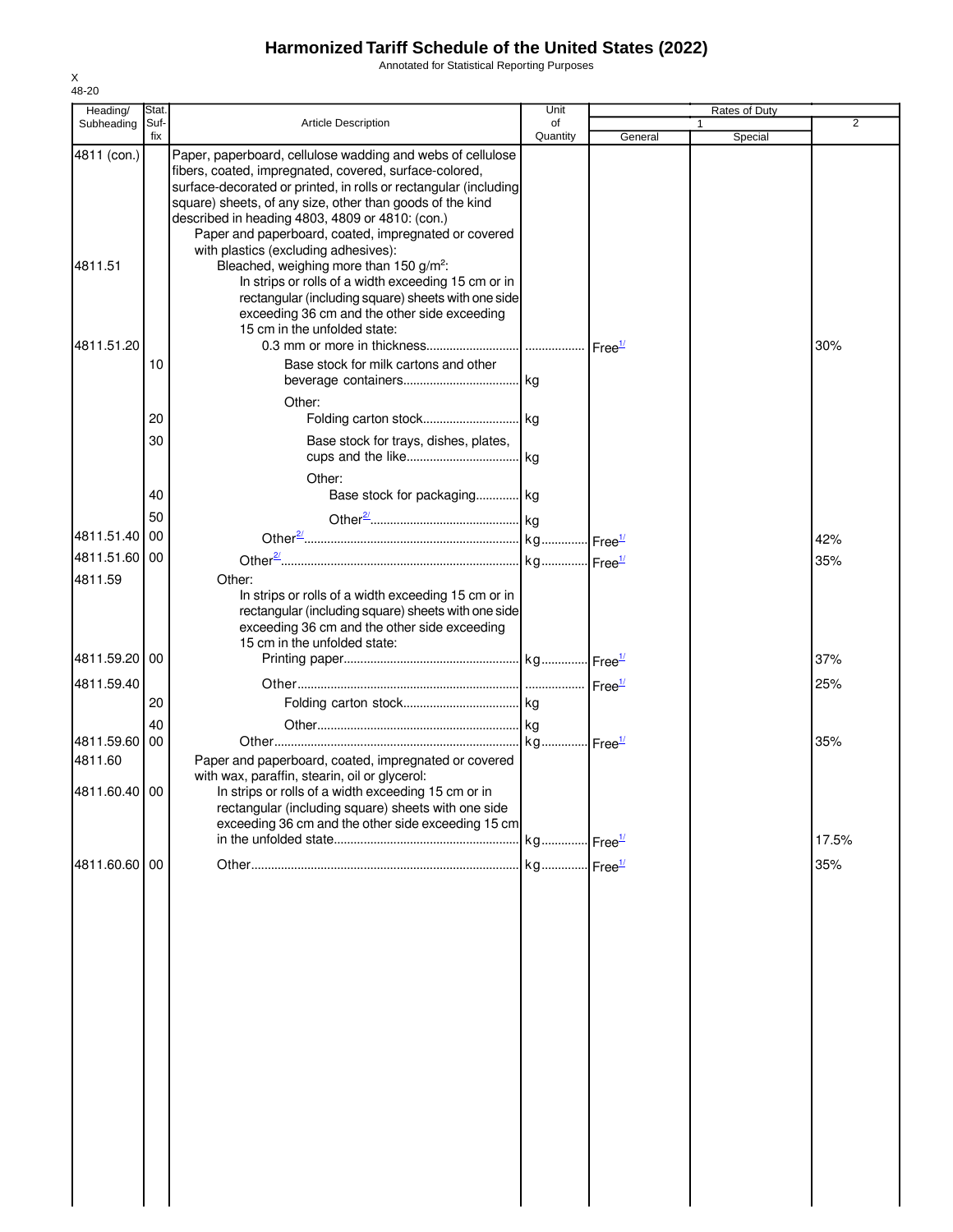# Harmonized Tariff Schedule of the United States (2022)

Annotated for Statistical Reporting Purposes

X
48-20

| Heading/ Subheading | Stat. Suf-fix | Article Description | Unit of Quantity | Rates of Duty 1 General | Rates of Duty 1 Special | Rates of Duty 2 |
|---|---|---|---|---|---|---|
| 4811 (con.) | | Paper, paperboard, cellulose wadding and webs of cellulose fibers, coated, impregnated, covered, surface-colored, surface-decorated or printed, in rolls or rectangular (including square) sheets, of any size, other than goods of the kind described in heading 4803, 4809 or 4810: (con.) | | | | |
| | | Paper and paperboard, coated, impregnated or covered with plastics (excluding adhesives): | | | | |
| 4811.51 | | Bleached, weighing more than 150 g/m²: | | | | |
| | | In strips or rolls of a width exceeding 15 cm or in rectangular (including square) sheets with one side exceeding 36 cm and the other side exceeding 15 cm in the unfolded state: | | | | |
| 4811.51.20 | | 0.3 mm or more in thickness | | Free[1/] | | 30% |
| | 10 | Base stock for milk cartons and other beverage containers | kg | | | |
| | | Other: | | | | |
| | 20 | Folding carton stock | kg | | | |
| | 30 | Base stock for trays, dishes, plates, cups and the like | kg | | | |
| | | Other: | | | | |
| | 40 | Base stock for packaging | kg | | | |
| | 50 | Other[2/] | kg | | | |
| 4811.51.40 | 00 | Other[2/] | kg | Free[1/] | | 42% |
| 4811.51.60 | 00 | Other[2/] | kg | Free[1/] | | 35% |
| 4811.59 | | Other: | | | | |
| | | In strips or rolls of a width exceeding 15 cm or in rectangular (including square) sheets with one side exceeding 36 cm and the other side exceeding 15 cm in the unfolded state: | | | | |
| 4811.59.20 | 00 | Printing paper | kg | Free[1/] | | 37% |
| 4811.59.40 | | Other | | Free[1/] | | 25% |
| | 20 | Folding carton stock | kg | | | |
| | 40 | Other | kg | | | |
| 4811.59.60 | 00 | Other | kg | Free[1/] | | 35% |
| 4811.60 | | Paper and paperboard, coated, impregnated or covered with wax, paraffin, stearin, oil or glycerol: | | | | |
| 4811.60.40 | 00 | In strips or rolls of a width exceeding 15 cm or in rectangular (including square) sheets with one side exceeding 36 cm and the other side exceeding 15 cm in the unfolded state | kg | Free[1/] | | 17.5% |
| 4811.60.60 | 00 | Other | kg | Free[1/] | | 35% |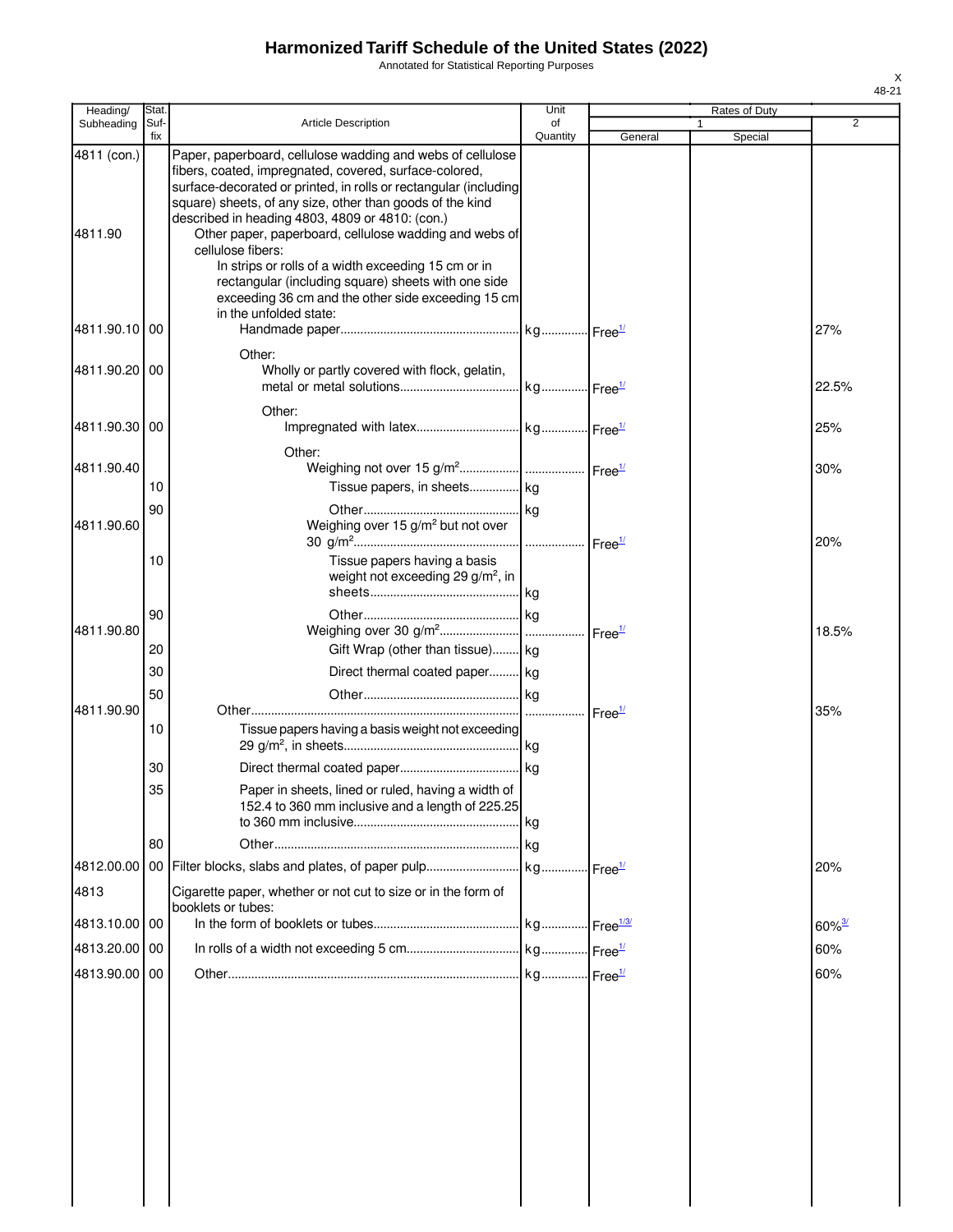# Harmonized Tariff Schedule of the United States (2022)

Annotated for Statistical Reporting Purposes

| Heading/ Subheading | Stat. Suf-fix | Article Description | Unit of Quantity | Rates of Duty 1 General | Rates of Duty 1 Special | Rates of Duty 2 |
|---|---|---|---|---|---|---|
| 4811 (con.) | | Paper, paperboard, cellulose wadding and webs of cellulose fibers, coated, impregnated, covered, surface-colored, surface-decorated or printed, in rolls or rectangular (including square) sheets, of any size, other than goods of the kind described in heading 4803, 4809 or 4810: (con.) | | | | |
| 4811.90 | | Other paper, paperboard, cellulose wadding and webs of cellulose fibers: | | | | |
| | | In strips or rolls of a width exceeding 15 cm or in rectangular (including square) sheets with one side exceeding 36 cm and the other side exceeding 15 cm in the unfolded state: | | | | |
| 4811.90.10 | 00 | Handmade paper | kg | Free[1/] | | 27% |
| | | Other: | | | | |
| 4811.90.20 | 00 | Wholly or partly covered with flock, gelatin, metal or metal solutions | kg | Free[1/] | | 22.5% |
| | | Other: | | | | |
| 4811.90.30 | 00 | Impregnated with latex | kg | Free[1/] | | 25% |
| | | Other: | | | | |
| 4811.90.40 | | Weighing not over 15 g/m² | | Free[1/] | | 30% |
| | 10 | Tissue papers, in sheets | kg | | | |
| | 90 | Other | kg | | | |
| 4811.90.60 | | Weighing over 15 g/m² but not over 30 g/m² | | Free[1/] | | 20% |
| | 10 | Tissue papers having a basis weight not exceeding 29 g/m², in sheets | kg | | | |
| | 90 | Other | kg | | | |
| 4811.90.80 | | Weighing over 30 g/m² | | Free[1/] | | 18.5% |
| | 20 | Gift Wrap (other than tissue) | kg | | | |
| | 30 | Direct thermal coated paper | kg | | | |
| | 50 | Other | kg | | | |
| 4811.90.90 | | Other | | Free[1/] | | 35% |
| | 10 | Tissue papers having a basis weight not exceeding 29 g/m², in sheets | kg | | | |
| | 30 | Direct thermal coated paper | kg | | | |
| | 35 | Paper in sheets, lined or ruled, having a width of 152.4 to 360 mm inclusive and a length of 225.25 to 360 mm inclusive | kg | | | |
| | 80 | Other | kg | | | |
| 4812.00.00 | 00 | Filter blocks, slabs and plates, of paper pulp | kg | Free[1/] | | 20% |
| 4813 | | Cigarette paper, whether or not cut to size or in the form of booklets or tubes: | | | | |
| 4813.10.00 | 00 | In the form of booklets or tubes | kg | Free[1/3/] | | 60%[3/] |
| 4813.20.00 | 00 | In rolls of a width not exceeding 5 cm | kg | Free[1/] | | 60% |
| 4813.90.00 | 00 | Other | kg | Free[1/] | | 60% |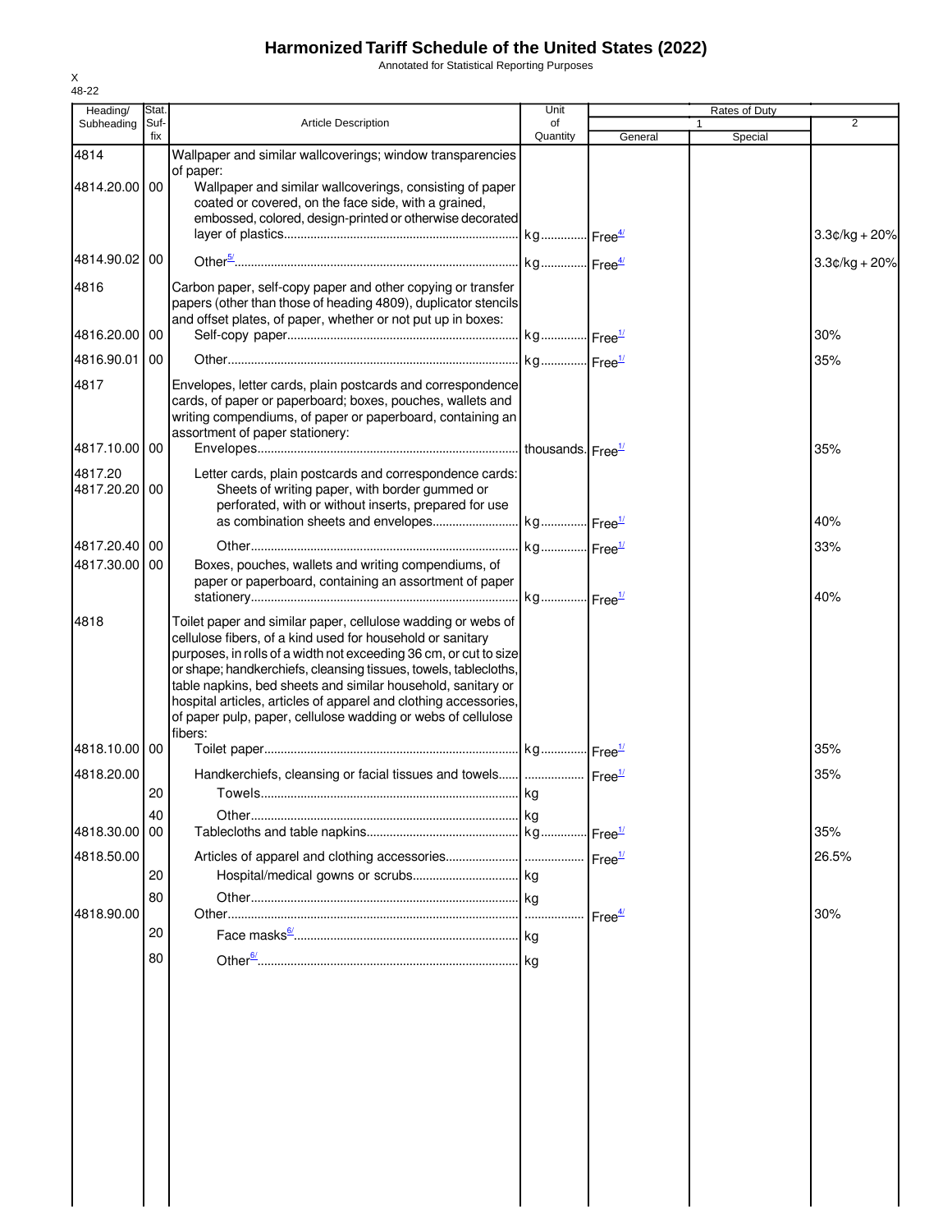# Harmonized Tariff Schedule of the United States (2022)

Annotated for Statistical Reporting Purposes

X
48-22

| Heading/ Subheading | Stat. Suf- fix | Article Description | Unit of Quantity | Rates of Duty 1 General | Special | 2 |
|---|---|---|---|---|---|---|
| 4814 | | Wallpaper and similar wallcoverings; window transparencies of paper: | | | | |
| 4814.20.00 | 00 | Wallpaper and similar wallcoverings, consisting of paper coated or covered, on the face side, with a grained, embossed, colored, design-printed or otherwise decorated layer of plastics | kg | Free[4/] | | 3.3¢/kg + 20% |
| 4814.90.02 | 00 | Other[5/] | kg | Free[4/] | | 3.3¢/kg + 20% |
| 4816 | | Carbon paper, self-copy paper and other copying or transfer papers (other than those of heading 4809), duplicator stencils and offset plates, of paper, whether or not put up in boxes: | | | | |
| 4816.20.00 | 00 | Self-copy paper | kg | Free[1/] | | 30% |
| 4816.90.01 | 00 | Other | kg | Free[1/] | | 35% |
| 4817 | | Envelopes, letter cards, plain postcards and correspondence cards, of paper or paperboard; boxes, pouches, wallets and writing compendiums, of paper or paperboard, containing an assortment of paper stationery: | | | | |
| 4817.10.00 | 00 | Envelopes | thousands | Free[1/] | | 35% |
| 4817.20 | | Letter cards, plain postcards and correspondence cards: | | | | |
| 4817.20.20 | 00 | Sheets of writing paper, with border gummed or perforated, with or without inserts, prepared for use as combination sheets and envelopes | kg | Free[1/] | | 40% |
| 4817.20.40 | 00 | Other | kg | Free[1/] | | 33% |
| 4817.30.00 | 00 | Boxes, pouches, wallets and writing compendiums, of paper or paperboard, containing an assortment of paper stationery | kg | Free[1/] | | 40% |
| 4818 | | Toilet paper and similar paper, cellulose wadding or webs of cellulose fibers, of a kind used for household or sanitary purposes, in rolls of a width not exceeding 36 cm, or cut to size or shape; handkerchiefs, cleansing tissues, towels, tablecloths, table napkins, bed sheets and similar household, sanitary or hospital articles, articles of apparel and clothing accessories, of paper pulp, paper, cellulose wadding or webs of cellulose fibers: | | | | |
| 4818.10.00 | 00 | Toilet paper | kg | Free[1/] | | 35% |
| 4818.20.00 | | Handkerchiefs, cleansing or facial tissues and towels | | Free[1/] | | 35% |
| | 20 | Towels | kg | | | |
| | 40 | Other | kg | | | |
| 4818.30.00 | 00 | Tablecloths and table napkins | kg | Free[1/] | | 35% |
| 4818.50.00 | | Articles of apparel and clothing accessories | | Free[1/] | | 26.5% |
| | 20 | Hospital/medical gowns or scrubs | kg | | | |
| | 80 | Other | kg | | | |
| 4818.90.00 | | Other | | Free[4/] | | 30% |
| | 20 | Face masks[6/] | kg | | | |
| | 80 | Other[6/] | kg | | | |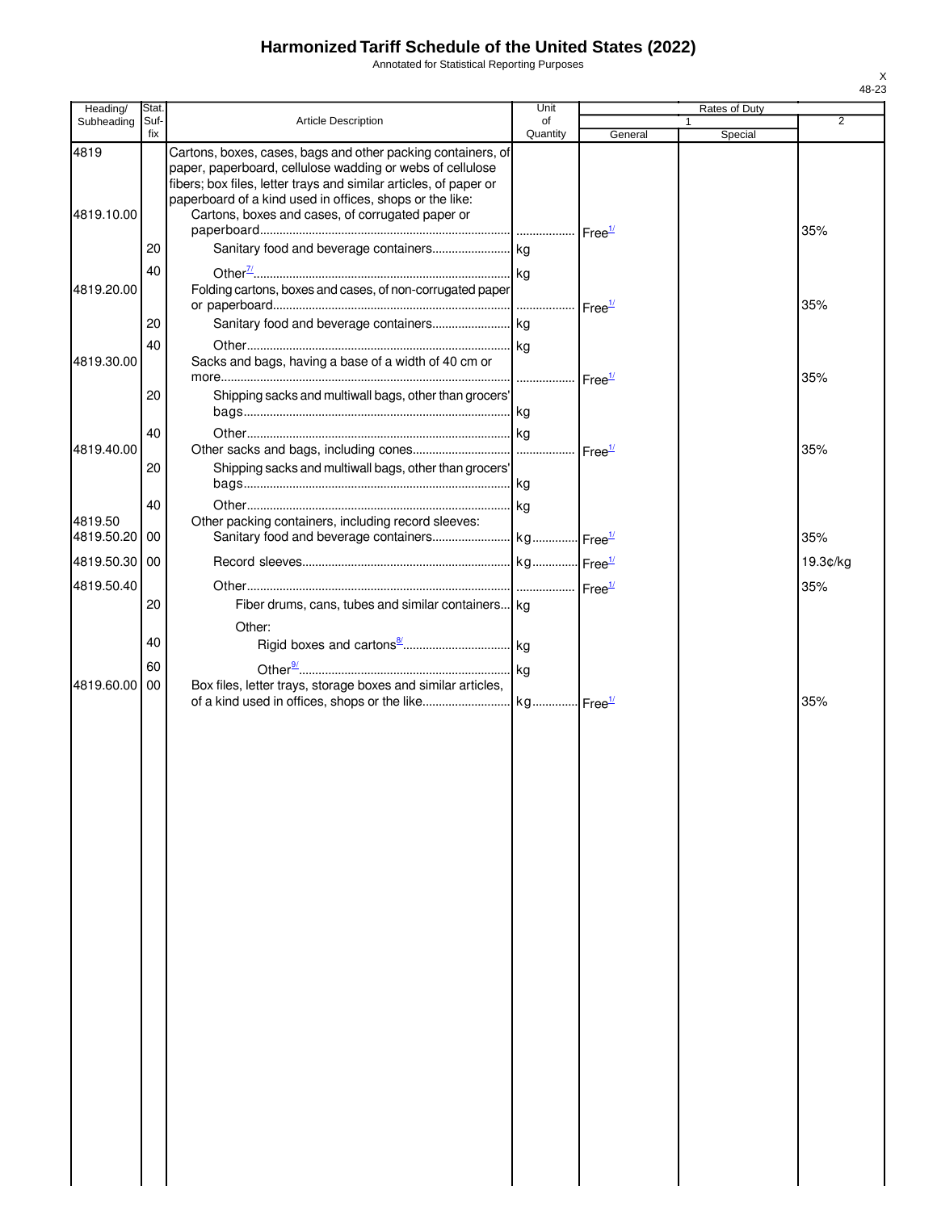# Harmonized Tariff Schedule of the United States (2022)

Annotated for Statistical Reporting Purposes

X
48-23

| Heading/ Subheading | Stat. Suf- fix | Article Description | Unit of Quantity | Rates of Duty 1 General | Special | 2 |
|---|---|---|---|---|---|---|
| 4819 | | Cartons, boxes, cases, bags and other packing containers, of paper, paperboard, cellulose wadding or webs of cellulose fibers; box files, letter trays and similar articles, of paper or paperboard of a kind used in offices, shops or the like: | | | | |
| 4819.10.00 | | Cartons, boxes and cases, of corrugated paper or paperboard | | Free[1/] | | 35% |
| | 20 | Sanitary food and beverage containers | kg | | | |
| | 40 | Other[7/] | kg | | | |
| 4819.20.00 | | Folding cartons, boxes and cases, of non-corrugated paper or paperboard | | Free[1/] | | 35% |
| | 20 | Sanitary food and beverage containers | kg | | | |
| | 40 | Other | kg | | | |
| 4819.30.00 | | Sacks and bags, having a base of a width of 40 cm or more | | Free[1/] | | 35% |
| | 20 | Shipping sacks and multiwall bags, other than grocers' bags | kg | | | |
| | 40 | Other | kg | | | |
| 4819.40.00 | | Other sacks and bags, including cones | | Free[1/] | | 35% |
| | 20 | Shipping sacks and multiwall bags, other than grocers' bags | kg | | | |
| | 40 | Other | kg | | | |
| 4819.50 | | Other packing containers, including record sleeves: | | | | |
| 4819.50.20 | 00 | Sanitary food and beverage containers | kg | Free[1/] | | 35% |
| 4819.50.30 | 00 | Record sleeves | kg | Free[1/] | | 19.3¢/kg |
| 4819.50.40 | | Other | | Free[1/] | | 35% |
| | 20 | Fiber drums, cans, tubes and similar containers | kg | | | |
| | | Other: | | | | |
| | 40 | Rigid boxes and cartons[8/] | kg | | | |
| | 60 | Other[9/] | kg | | | |
| 4819.60.00 | 00 | Box files, letter trays, storage boxes and similar articles, of a kind used in offices, shops or the like | kg | Free[1/] | | 35% |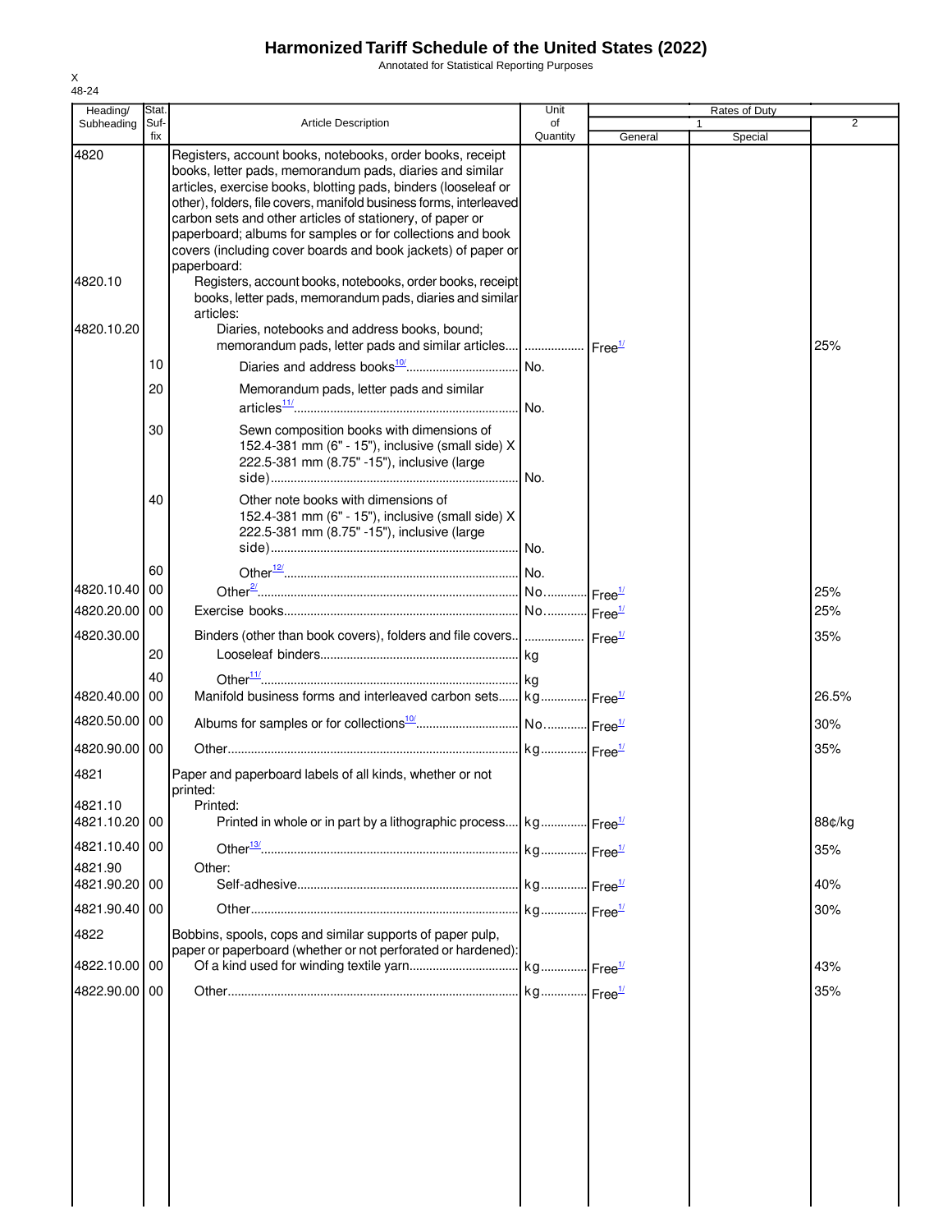# Harmonized Tariff Schedule of the United States (2022)

Annotated for Statistical Reporting Purposes

X
48-24

| Heading/ Subheading | Stat. Suf- fix | Article Description | Unit of Quantity | Rates of Duty 1 General | Special | 2 |
|---|---|---|---|---|---|---|
| 4820 | | Registers, account books, notebooks, order books, receipt books, letter pads, memorandum pads, diaries and similar articles, exercise books, blotting pads, binders (looseleaf or other), folders, file covers, manifold business forms, interleaved carbon sets and other articles of stationery, of paper or paperboard; albums for samples or for collections and book covers (including cover boards and book jackets) of paper or paperboard: | | | | |
| 4820.10 | | Registers, account books, notebooks, order books, receipt books, letter pads, memorandum pads, diaries and similar articles: | | | | |
| 4820.10.20 | | Diaries, notebooks and address books, bound; memorandum pads, letter pads and similar articles | | Free[1/] | | 25% |
| | 10 | Diaries and address books[10/] | No. | | | |
| | 20 | Memorandum pads, letter pads and similar articles[11/] | No. | | | |
| | 30 | Sewn composition books with dimensions of 152.4-381 mm (6" - 15"), inclusive (small side) X 222.5-381 mm (8.75" -15"), inclusive (large side) | No. | | | |
| | 40 | Other note books with dimensions of 152.4-381 mm (6" - 15"), inclusive (small side) X 222.5-381 mm (8.75" -15"), inclusive (large side) | No. | | | |
| | 60 | Other[12/] | No. | | | |
| 4820.10.40 | 00 | Other[2/] | No. | Free[1/] | | 25% |
| 4820.20.00 | 00 | Exercise books | No. | Free[1/] | | 25% |
| 4820.30.00 | | Binders (other than book covers), folders and file covers | | Free[1/] | | 35% |
| | 20 | Looseleaf binders | kg | | | |
| | 40 | Other[11/] | kg | | | |
| 4820.40.00 | 00 | Manifold business forms and interleaved carbon sets | kg | Free[1/] | | 26.5% |
| 4820.50.00 | 00 | Albums for samples or for collections[10/] | No. | Free[1/] | | 30% |
| 4820.90.00 | 00 | Other | kg | Free[1/] | | 35% |
| 4821 | | Paper and paperboard labels of all kinds, whether or not printed: | | | | |
| 4821.10 | | Printed: | | | | |
| 4821.10.20 | 00 | Printed in whole or in part by a lithographic process | kg | Free[1/] | | 88¢/kg |
| 4821.10.40 | 00 | Other[13/] | kg | Free[1/] | | 35% |
| 4821.90 | | Other: | | | | |
| 4821.90.20 | 00 | Self-adhesive | kg | Free[1/] | | 40% |
| 4821.90.40 | 00 | Other | kg | Free[1/] | | 30% |
| 4822 | | Bobbins, spools, cops and similar supports of paper pulp, paper or paperboard (whether or not perforated or hardened): | | | | |
| 4822.10.00 | 00 | Of a kind used for winding textile yarn | kg | Free[1/] | | 43% |
| 4822.90.00 | 00 | Other | kg | Free[1/] | | 35% |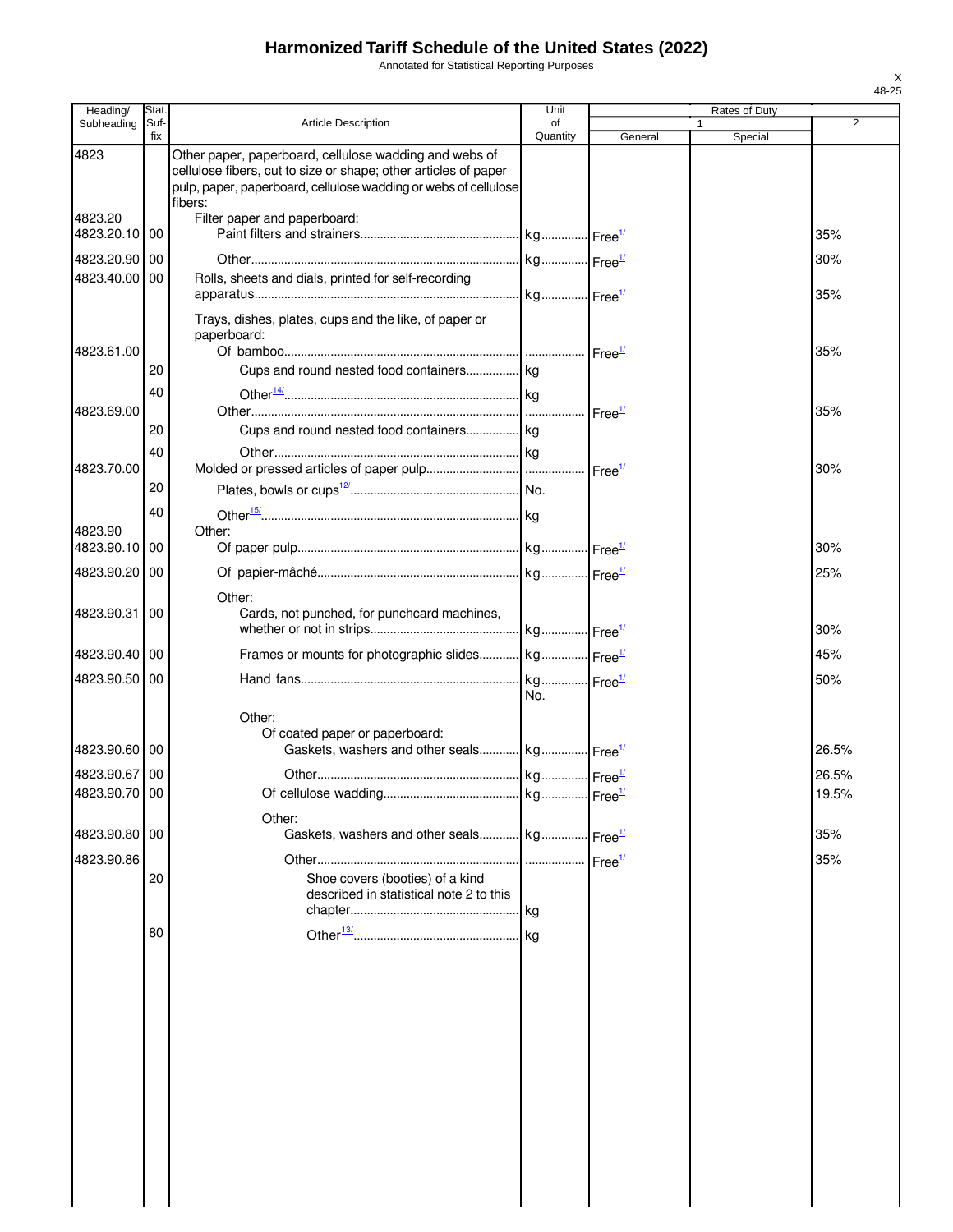# Harmonized Tariff Schedule of the United States (2022)

Annotated for Statistical Reporting Purposes

| Heading/ Subheading | Stat. Suf- fix | Article Description | Unit of Quantity | Rates of Duty 1 General | Special | 2 |
|---|---|---|---|---|---|---|
| 4823 | | Other paper, paperboard, cellulose wadding and webs of cellulose fibers, cut to size or shape; other articles of paper pulp, paper, paperboard, cellulose wadding or webs of cellulose fibers: | | | | |
| 4823.20 | | Filter paper and paperboard: | | | | |
| 4823.20.10 | 00 | Paint filters and strainers | kg | Free[1/] | | 35% |
| 4823.20.90 | 00 | Other | kg | Free[1/] | | 30% |
| 4823.40.00 | 00 | Rolls, sheets and dials, printed for self-recording apparatus | kg | Free[1/] | | 35% |
| | | Trays, dishes, plates, cups and the like, of paper or paperboard: | | | | |
| 4823.61.00 | | Of bamboo | | Free[1/] | | 35% |
| | 20 | Cups and round nested food containers | kg | | | |
| | 40 | Other[14/] | kg | | | |
| 4823.69.00 | | Other | | Free[1/] | | 35% |
| | 20 | Cups and round nested food containers | kg | | | |
| | 40 | Other | kg | | | |
| 4823.70.00 | | Molded or pressed articles of paper pulp | | Free[1/] | | 30% |
| | 20 | Plates, bowls or cups[12/] | No. | | | |
| | 40 | Other[15/] | kg | | | |
| 4823.90 | | Other: | | | | |
| 4823.90.10 | 00 | Of paper pulp | kg | Free[1/] | | 30% |
| 4823.90.20 | 00 | Of papier-mâché | kg | Free[1/] | | 25% |
| | | Other: | | | | |
| 4823.90.31 | 00 | Cards, not punched, for punchcard machines, whether or not in strips | kg | Free[1/] | | 30% |
| 4823.90.40 | 00 | Frames or mounts for photographic slides | kg | Free[1/] | | 45% |
| 4823.90.50 | 00 | Hand fans | kg No. | Free[1/] | | 50% |
| | | Other: | | | | |
| | | Of coated paper or paperboard: | | | | |
| 4823.90.60 | 00 | Gaskets, washers and other seals | kg | Free[1/] | | 26.5% |
| 4823.90.67 | 00 | Other | kg | Free[1/] | | 26.5% |
| 4823.90.70 | 00 | Of cellulose wadding | kg | Free[1/] | | 19.5% |
| | | Other: | | | | |
| 4823.90.80 | 00 | Gaskets, washers and other seals | kg | Free[1/] | | 35% |
| 4823.90.86 | | Other | | Free[1/] | | 35% |
| | 20 | Shoe covers (booties) of a kind described in statistical note 2 to this chapter | kg | | | |
| | 80 | Other[13/] | kg | | | |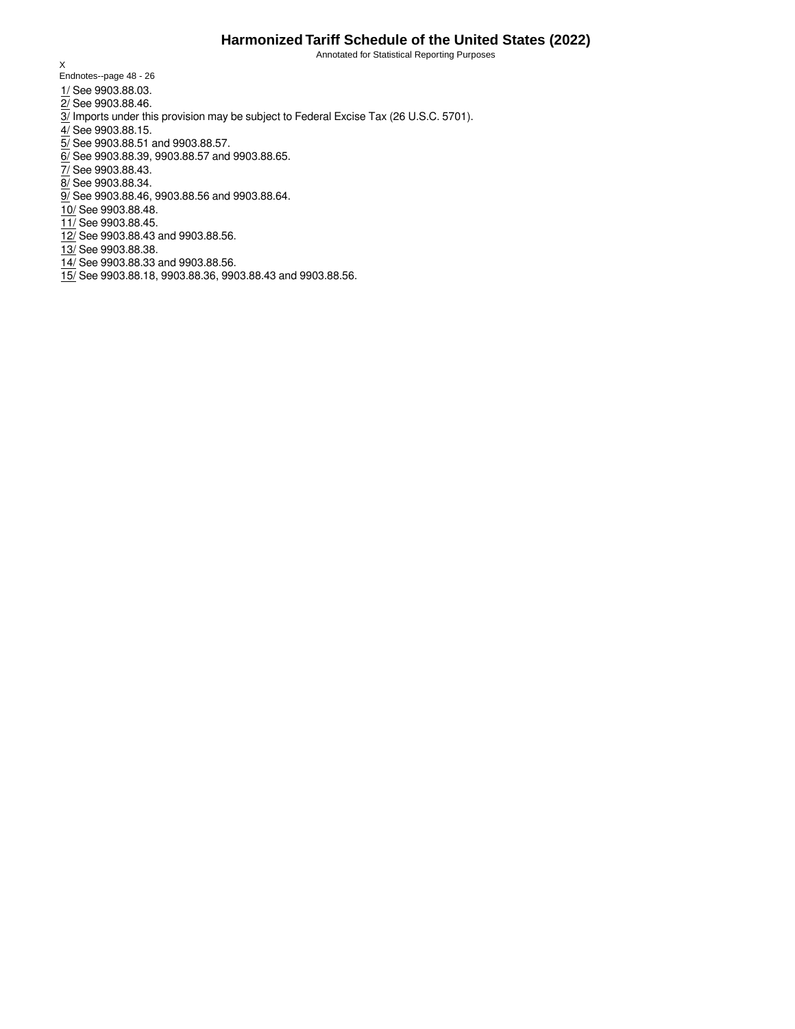X

Endnotes--page 48 - 26

1/ See 9903.88.03.

2/ See 9903.88.46.

3/ Imports under this provision may be subject to Federal Excise Tax (26 U.S.C. 5701).

4/ See 9903.88.15.

5/ See 9903.88.51 and 9903.88.57.

6/ See 9903.88.39, 9903.88.57 and 9903.88.65.

7/ See 9903.88.43.

8/ See 9903.88.34.

9/ See 9903.88.46, 9903.88.56 and 9903.88.64.

10/ See 9903.88.48.

11/ See 9903.88.45.

12/ See 9903.88.43 and 9903.88.56.

13/ See 9903.88.38.

14/ See 9903.88.33 and 9903.88.56.

15/ See 9903.88.18, 9903.88.36, 9903.88.43 and 9903.88.56.